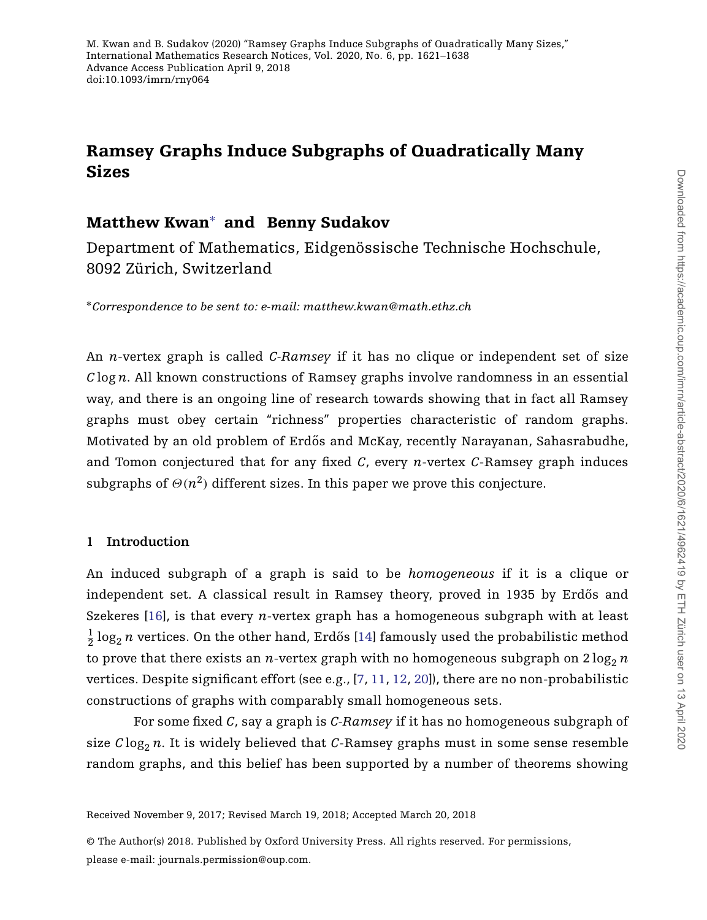M. Kwan and B. Sudakov (2020) "Ramsey Graphs Induce Subgraphs of Quadratically Many Sizes," International Mathematics Research Notices, Vol. 2020, No. 6, pp. 1621–1638
Advance Access Publication April 9, 2018
doi:10.1093/imrn/rny064

# Ramsey Graphs Induce Subgraphs of Quadratically Many Sizes

**Matthew Kwan*** **and Benny Sudakov**

Department of Mathematics, Eidgenössische Technische Hochschule, 8092 Zürich, Switzerland

**Correspondence to be sent to: e-mail: matthew.kwan@math.ethz.ch*

An $n$-vertex graph is called *C-Ramsey* if it has no clique or independent set of size $C \log n$. All known constructions of Ramsey graphs involve randomness in an essential way, and there is an ongoing line of research towards showing that in fact all Ramsey graphs must obey certain "richness" properties characteristic of random graphs. Motivated by an old problem of Erdős and McKay, recently Narayanan, Sahasrabudhe, and Tomon conjectured that for any fixed $C$, every $n$-vertex $C$-Ramsey graph induces subgraphs of $\Theta(n^2)$ different sizes. In this paper we prove this conjecture.

## 1 Introduction

An induced subgraph of a graph is said to be *homogeneous* if it is a clique or independent set. A classical result in Ramsey theory, proved in 1935 by Erdős and Szekeres [16], is that every $n$-vertex graph has a homogeneous subgraph with at least $\frac{1}{2}\log_2 n$ vertices. On the other hand, Erdős [14] famously used the probabilistic method to prove that there exists an $n$-vertex graph with no homogeneous subgraph on $2\log_2 n$ vertices. Despite significant effort (see e.g., [7, 11, 12, 20]), there are no non-probabilistic constructions of graphs with comparably small homogeneous sets.

For some fixed $C$, say a graph is *C-Ramsey* if it has no homogeneous subgraph of size $C \log_2 n$. It is widely believed that $C$-Ramsey graphs must in some sense resemble random graphs, and this belief has been supported by a number of theorems showing

Received November 9, 2017; Revised March 19, 2018; Accepted March 20, 2018

© The Author(s) 2018. Published by Oxford University Press. All rights reserved. For permissions, please e-mail: journals.permission@oup.com.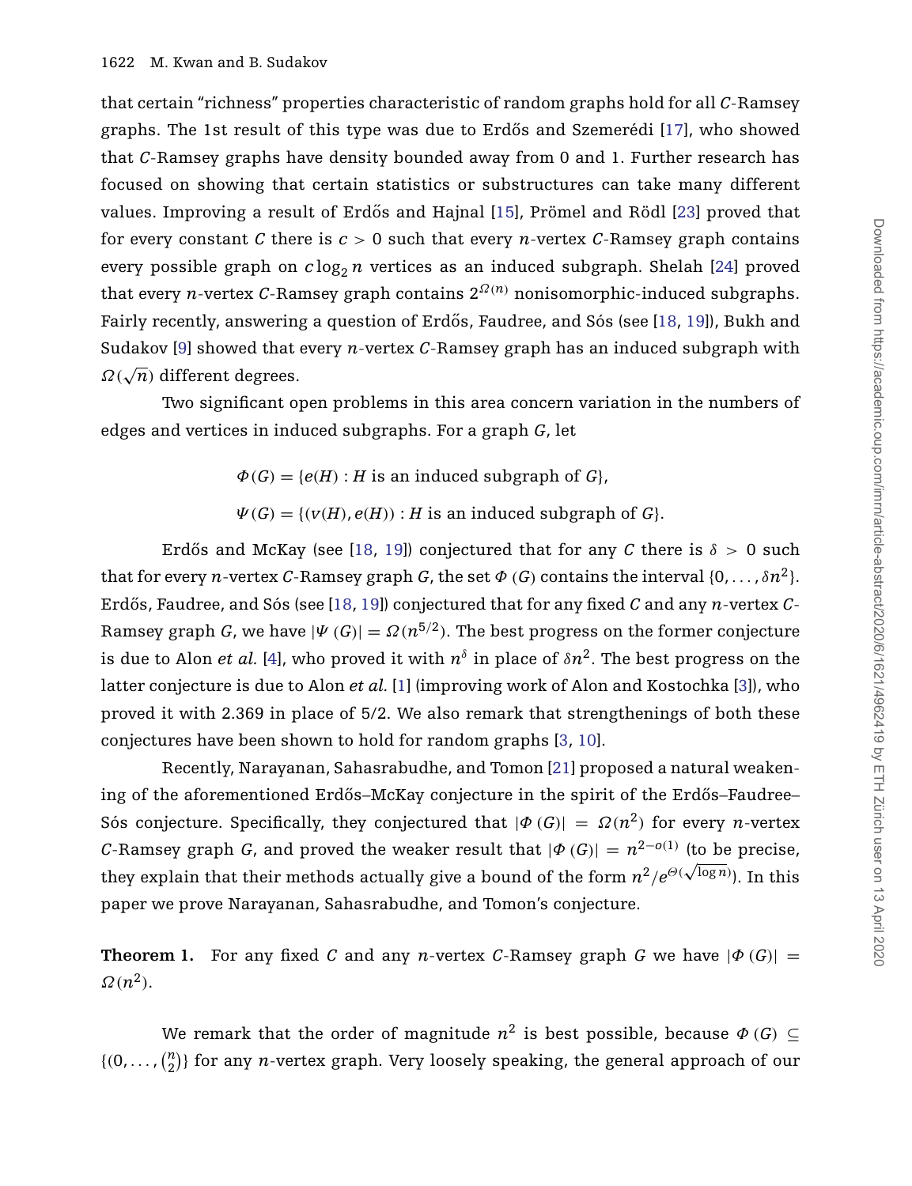that certain "richness" properties characteristic of random graphs hold for all $C$-Ramsey graphs. The 1st result of this type was due to Erdős and Szemerédi [17], who showed that $C$-Ramsey graphs have density bounded away from 0 and 1. Further research has focused on showing that certain statistics or substructures can take many different values. Improving a result of Erdős and Hajnal [15], Prömel and Rödl [23] proved that for every constant $C$ there is $c > 0$ such that every $n$-vertex $C$-Ramsey graph contains every possible graph on $c \log_2 n$ vertices as an induced subgraph. Shelah [24] proved that every $n$-vertex $C$-Ramsey graph contains $2^{\Omega(n)}$ nonisomorphic-induced subgraphs. Fairly recently, answering a question of Erdős, Faudree, and Sós (see [18, 19]), Bukh and Sudakov [9] showed that every $n$-vertex $C$-Ramsey graph has an induced subgraph with $\Omega(\sqrt{n})$ different degrees.

Two significant open problems in this area concern variation in the numbers of edges and vertices in induced subgraphs. For a graph $G$, let

$$\Phi(G) = \{e(H) : H \text{ is an induced subgraph of } G\},$$

$$\Psi(G) = \{(v(H), e(H)) : H \text{ is an induced subgraph of } G\}.$$

Erdős and McKay (see [18, 19]) conjectured that for any $C$ there is $\delta > 0$ such that for every $n$-vertex $C$-Ramsey graph $G$, the set $\Phi(G)$ contains the interval $\{0, \ldots, \delta n^2\}$. Erdős, Faudree, and Sós (see [18, 19]) conjectured that for any fixed $C$ and any $n$-vertex $C$-Ramsey graph $G$, we have $|\Psi(G)| = \Omega(n^{5/2})$. The best progress on the former conjecture is due to Alon *et al.* [4], who proved it with $n^\delta$ in place of $\delta n^2$. The best progress on the latter conjecture is due to Alon *et al.* [1] (improving work of Alon and Kostochka [3]), who proved it with 2.369 in place of 5/2. We also remark that strengthenings of both these conjectures have been shown to hold for random graphs [3, 10].

Recently, Narayanan, Sahasrabudhe, and Tomon [21] proposed a natural weakening of the aforementioned Erdős–McKay conjecture in the spirit of the Erdős–Faudree–Sós conjecture. Specifically, they conjectured that $|\Phi(G)| = \Omega(n^2)$ for every $n$-vertex $C$-Ramsey graph $G$, and proved the weaker result that $|\Phi(G)| = n^{2-o(1)}$ (to be precise, they explain that their methods actually give a bound of the form $n^2/e^{\Theta(\sqrt{\log n})}$). In this paper we prove Narayanan, Sahasrabudhe, and Tomon's conjecture.

**Theorem 1.** For any fixed $C$ and any $n$-vertex $C$-Ramsey graph $G$ we have $|\Phi(G)| = \Omega(n^2)$.

We remark that the order of magnitude $n^2$ is best possible, because $\Phi(G) \subseteq \{0, \ldots, \binom{n}{2}\}$ for any $n$-vertex graph. Very loosely speaking, the general approach of our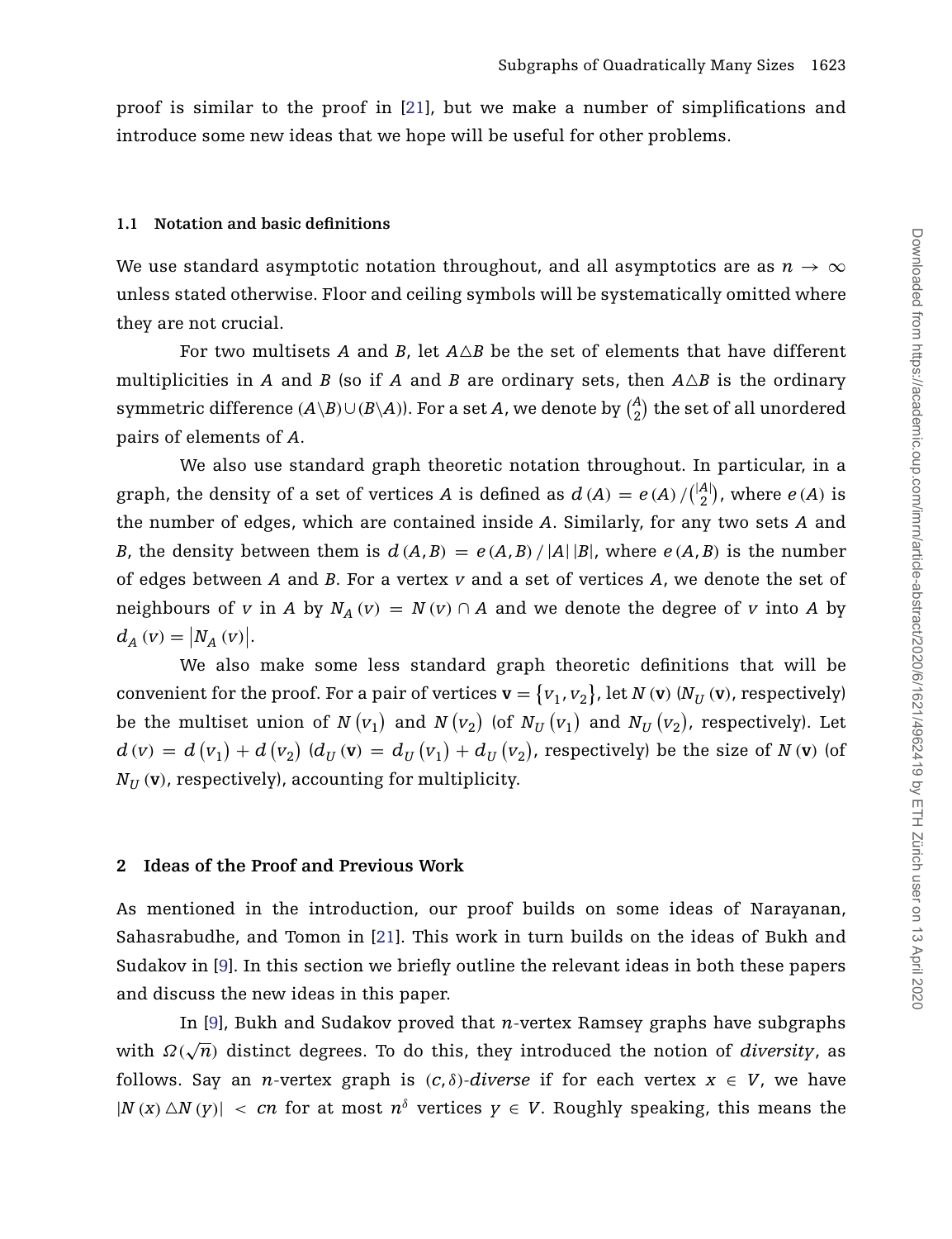proof is similar to the proof in [21], but we make a number of simplifications and introduce some new ideas that we hope will be useful for other problems.

### 1.1 Notation and basic definitions

We use standard asymptotic notation throughout, and all asymptotics are as $n \to \infty$ unless stated otherwise. Floor and ceiling symbols will be systematically omitted where they are not crucial.

For two multisets $A$ and $B$, let $A \triangle B$ be the set of elements that have different multiplicities in $A$ and $B$ (so if $A$ and $B$ are ordinary sets, then $A \triangle B$ is the ordinary symmetric difference $(A \backslash B) \cup (B \backslash A)$). For a set $A$, we denote by $\binom{A}{2}$ the set of all unordered pairs of elements of $A$.

We also use standard graph theoretic notation throughout. In particular, in a graph, the density of a set of vertices $A$ is defined as $d(A) = e(A) / \binom{|A|}{2}$, where $e(A)$ is the number of edges, which are contained inside $A$. Similarly, for any two sets $A$ and $B$, the density between them is $d(A, B) = e(A, B) / |A| |B|$, where $e(A, B)$ is the number of edges between $A$ and $B$. For a vertex $v$ and a set of vertices $A$, we denote the set of neighbours of $v$ in $A$ by $N_A(v) = N(v) \cap A$ and we denote the degree of $v$ into $A$ by $d_A(v) = |N_A(v)|$.

We also make some less standard graph theoretic definitions that will be convenient for the proof. For a pair of vertices $\mathbf{v} = \{v_1, v_2\}$, let $N(\mathbf{v})$ ($N_U(\mathbf{v})$, respectively) be the multiset union of $N(v_1)$ and $N(v_2)$ (of $N_U(v_1)$ and $N_U(v_2)$, respectively). Let $d(v) = d(v_1) + d(v_2)$ ($d_U(\mathbf{v}) = d_U(v_1) + d_U(v_2)$, respectively) be the size of $N(\mathbf{v})$ (of $N_U(\mathbf{v})$, respectively), accounting for multiplicity.

## 2 Ideas of the Proof and Previous Work

As mentioned in the introduction, our proof builds on some ideas of Narayanan, Sahasrabudhe, and Tomon in [21]. This work in turn builds on the ideas of Bukh and Sudakov in [9]. In this section we briefly outline the relevant ideas in both these papers and discuss the new ideas in this paper.

In [9], Bukh and Sudakov proved that $n$-vertex Ramsey graphs have subgraphs with $\Omega(\sqrt{n})$ distinct degrees. To do this, they introduced the notion of *diversity*, as follows. Say an $n$-vertex graph is $(c, \delta)$-*diverse* if for each vertex $x \in V$, we have $|N(x) \triangle N(y)| < cn$ for at most $n^{\delta}$ vertices $y \in V$. Roughly speaking, this means the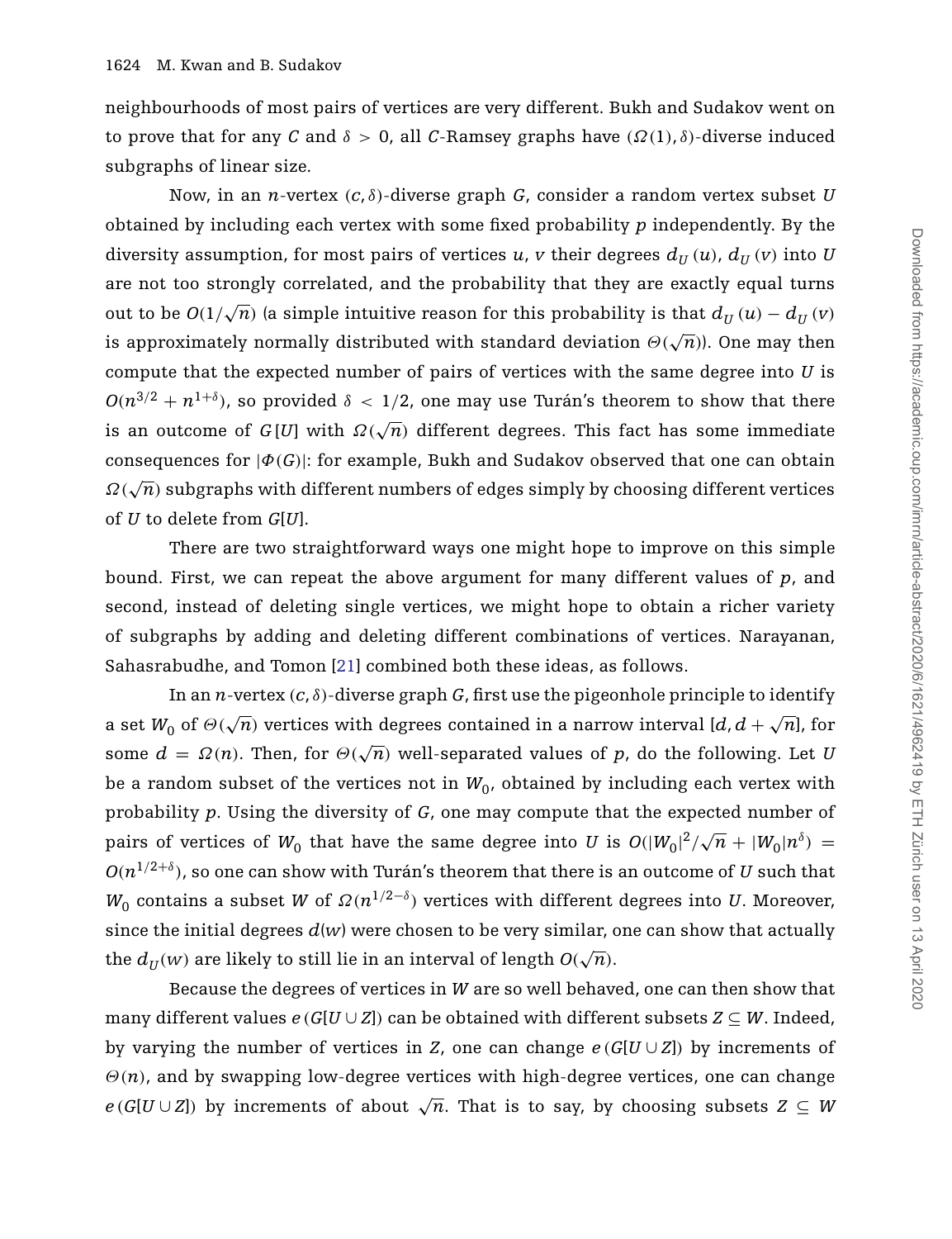neighbourhoods of most pairs of vertices are very different. Bukh and Sudakov went on to prove that for any $C$ and $\delta > 0$, all $C$-Ramsey graphs have $(\Omega(1), \delta)$-diverse induced subgraphs of linear size.

Now, in an $n$-vertex $(c, \delta)$-diverse graph $G$, consider a random vertex subset $U$ obtained by including each vertex with some fixed probability $p$ independently. By the diversity assumption, for most pairs of vertices $u, v$ their degrees $d_U(u)$, $d_U(v)$ into $U$ are not too strongly correlated, and the probability that they are exactly equal turns out to be $O(1/\sqrt{n})$ (a simple intuitive reason for this probability is that $d_U(u) - d_U(v)$ is approximately normally distributed with standard deviation $\Theta(\sqrt{n})$). One may then compute that the expected number of pairs of vertices with the same degree into $U$ is $O(n^{3/2} + n^{1+\delta})$, so provided $\delta < 1/2$, one may use Turán's theorem to show that there is an outcome of $G[U]$ with $\Omega(\sqrt{n})$ different degrees. This fact has some immediate consequences for $|\Phi(G)|$: for example, Bukh and Sudakov observed that one can obtain $\Omega(\sqrt{n})$ subgraphs with different numbers of edges simply by choosing different vertices of $U$ to delete from $G[U]$.

There are two straightforward ways one might hope to improve on this simple bound. First, we can repeat the above argument for many different values of $p$, and second, instead of deleting single vertices, we might hope to obtain a richer variety of subgraphs by adding and deleting different combinations of vertices. Narayanan, Sahasrabudhe, and Tomon [21] combined both these ideas, as follows.

In an $n$-vertex $(c, \delta)$-diverse graph $G$, first use the pigeonhole principle to identify a set $W_0$ of $\Theta(\sqrt{n})$ vertices with degrees contained in a narrow interval $[d, d + \sqrt{n}]$, for some $d = \Omega(n)$. Then, for $\Theta(\sqrt{n})$ well-separated values of $p$, do the following. Let $U$ be a random subset of the vertices not in $W_0$, obtained by including each vertex with probability $p$. Using the diversity of $G$, one may compute that the expected number of pairs of vertices of $W_0$ that have the same degree into $U$ is $O(|W_0|^2/\sqrt{n} + |W_0|n^{\delta}) = O(n^{1/2+\delta})$, so one can show with Turán's theorem that there is an outcome of $U$ such that $W_0$ contains a subset $W$ of $\Omega(n^{1/2-\delta})$ vertices with different degrees into $U$. Moreover, since the initial degrees $d(w)$ were chosen to be very similar, one can show that actually the $d_U(w)$ are likely to still lie in an interval of length $O(\sqrt{n})$.

Because the degrees of vertices in $W$ are so well behaved, one can then show that many different values $e(G[U \cup Z])$ can be obtained with different subsets $Z \subseteq W$. Indeed, by varying the number of vertices in $Z$, one can change $e(G[U \cup Z])$ by increments of $\Theta(n)$, and by swapping low-degree vertices with high-degree vertices, one can change $e(G[U \cup Z])$ by increments of about $\sqrt{n}$. That is to say, by choosing subsets $Z \subseteq W$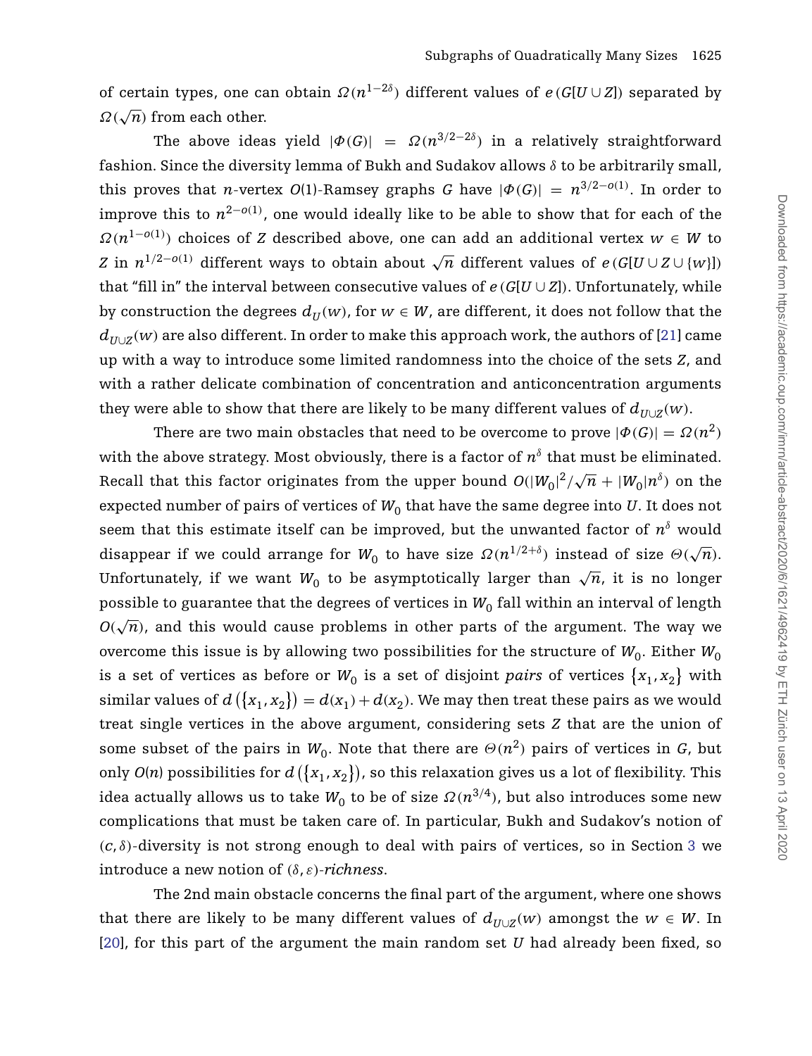of certain types, one can obtain $\Omega(n^{1-2\delta})$ different values of $e(G[U \cup Z])$ separated by $\Omega(\sqrt{n})$ from each other.

The above ideas yield $|\Phi(G)| = \Omega(n^{3/2-2\delta})$ in a relatively straightforward fashion. Since the diversity lemma of Bukh and Sudakov allows $\delta$ to be arbitrarily small, this proves that $n$-vertex $O(1)$-Ramsey graphs $G$ have $|\Phi(G)| = n^{3/2-o(1)}$. In order to improve this to $n^{2-o(1)}$, one would ideally like to be able to show that for each of the $\Omega(n^{1-o(1)})$ choices of $Z$ described above, one can add an additional vertex $w \in W$ to $Z$ in $n^{1/2-o(1)}$ different ways to obtain about $\sqrt{n}$ different values of $e(G[U \cup Z \cup \{w\}])$ that "fill in" the interval between consecutive values of $e(G[U \cup Z])$. Unfortunately, while by construction the degrees $d_U(w)$, for $w \in W$, are different, it does not follow that the $d_{U\cup Z}(w)$ are also different. In order to make this approach work, the authors of [21] came up with a way to introduce some limited randomness into the choice of the sets $Z$, and with a rather delicate combination of concentration and anticoncentration arguments they were able to show that there are likely to be many different values of $d_{U\cup Z}(w)$.

There are two main obstacles that need to be overcome to prove $|\Phi(G)| = \Omega(n^2)$ with the above strategy. Most obviously, there is a factor of $n^\delta$ that must be eliminated. Recall that this factor originates from the upper bound $O(|W_0|^2/\sqrt{n} + |W_0|n^\delta)$ on the expected number of pairs of vertices of $W_0$ that have the same degree into $U$. It does not seem that this estimate itself can be improved, but the unwanted factor of $n^\delta$ would disappear if we could arrange for $W_0$ to have size $\Omega(n^{1/2+\delta})$ instead of size $\Theta(\sqrt{n})$. Unfortunately, if we want $W_0$ to be asymptotically larger than $\sqrt{n}$, it is no longer possible to guarantee that the degrees of vertices in $W_0$ fall within an interval of length $O(\sqrt{n})$, and this would cause problems in other parts of the argument. The way we overcome this issue is by allowing two possibilities for the structure of $W_0$. Either $W_0$ is a set of vertices as before or $W_0$ is a set of disjoint *pairs* of vertices $\{x_1, x_2\}$ with similar values of $d(\{x_1, x_2\}) = d(x_1) + d(x_2)$. We may then treat these pairs as we would treat single vertices in the above argument, considering sets $Z$ that are the union of some subset of the pairs in $W_0$. Note that there are $\Theta(n^2)$ pairs of vertices in $G$, but only $O(n)$ possibilities for $d(\{x_1, x_2\})$, so this relaxation gives us a lot of flexibility. This idea actually allows us to take $W_0$ to be of size $\Omega(n^{3/4})$, but also introduces some new complications that must be taken care of. In particular, Bukh and Sudakov's notion of $(c, \delta)$-diversity is not strong enough to deal with pairs of vertices, so in Section 3 we introduce a new notion of $(\delta, \varepsilon)$-*richness*.

The 2nd main obstacle concerns the final part of the argument, where one shows that there are likely to be many different values of $d_{U\cup Z}(w)$ amongst the $w \in W$. In [20], for this part of the argument the main random set $U$ had already been fixed, so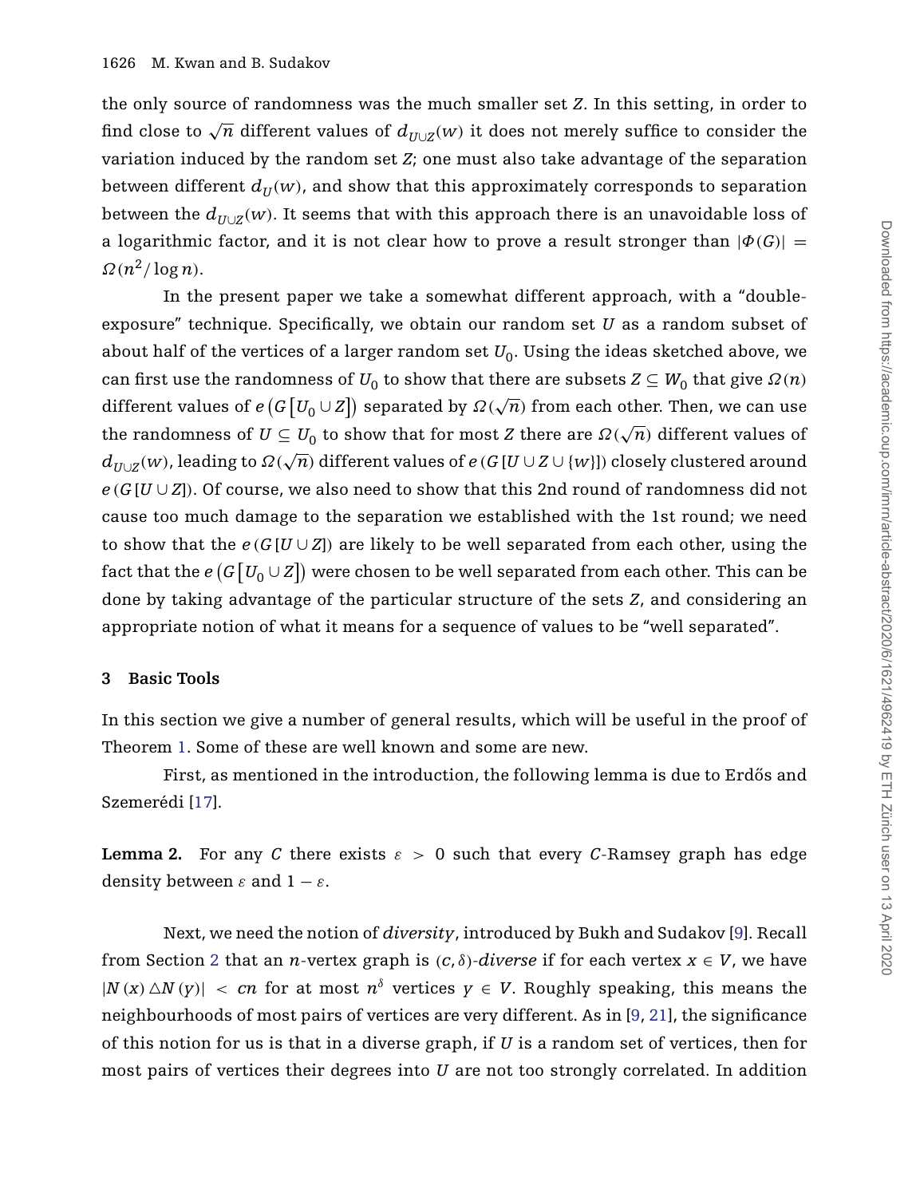the only source of randomness was the much smaller set $Z$. In this setting, in order to find close to $\sqrt{n}$ different values of $d_{U\cup Z}(w)$ it does not merely suffice to consider the variation induced by the random set $Z$; one must also take advantage of the separation between different $d_U(w)$, and show that this approximately corresponds to separation between the $d_{U\cup Z}(w)$. It seems that with this approach there is an unavoidable loss of a logarithmic factor, and it is not clear how to prove a result stronger than $|\Phi(G)| = \Omega(n^2/\log n)$.

In the present paper we take a somewhat different approach, with a "double-exposure" technique. Specifically, we obtain our random set $U$ as a random subset of about half of the vertices of a larger random set $U_0$. Using the ideas sketched above, we can first use the randomness of $U_0$ to show that there are subsets $Z \subseteq W_0$ that give $\Omega(n)$ different values of $e\left(G\left[U_0 \cup Z\right]\right)$ separated by $\Omega(\sqrt{n})$ from each other. Then, we can use the randomness of $U \subseteq U_0$ to show that for most $Z$ there are $\Omega(\sqrt{n})$ different values of $d_{U\cup Z}(w)$, leading to $\Omega(\sqrt{n})$ different values of $e\left(G\left[U \cup Z \cup \{w\}\right]\right)$ closely clustered around $e\left(G\left[U \cup Z\right]\right)$. Of course, we also need to show that this 2nd round of randomness did not cause too much damage to the separation we established with the 1st round; we need to show that the $e\left(G\left[U \cup Z\right]\right)$ are likely to be well separated from each other, using the fact that the $e\left(G\left[U_0 \cup Z\right]\right)$ were chosen to be well separated from each other. This can be done by taking advantage of the particular structure of the sets $Z$, and considering an appropriate notion of what it means for a sequence of values to be "well separated".

## 3 Basic Tools

In this section we give a number of general results, which will be useful in the proof of Theorem 1. Some of these are well known and some are new.

First, as mentioned in the introduction, the following lemma is due to Erdős and Szemerédi [17].

**Lemma 2.** For any $C$ there exists $\varepsilon > 0$ such that every $C$-Ramsey graph has edge density between $\varepsilon$ and $1 - \varepsilon$.

Next, we need the notion of *diversity*, introduced by Bukh and Sudakov [9]. Recall from Section 2 that an $n$-vertex graph is $(c, \delta)$-*diverse* if for each vertex $x \in V$, we have $|N(x) \triangle N(y)| < cn$ for at most $n^\delta$ vertices $y \in V$. Roughly speaking, this means the neighbourhoods of most pairs of vertices are very different. As in [9, 21], the significance of this notion for us is that in a diverse graph, if $U$ is a random set of vertices, then for most pairs of vertices their degrees into $U$ are not too strongly correlated. In addition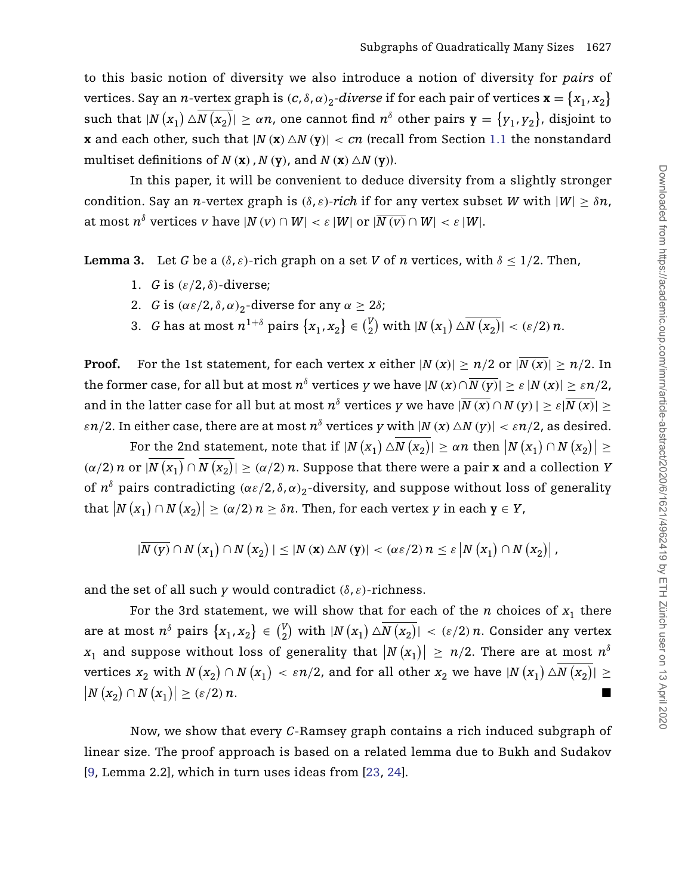to this basic notion of diversity we also introduce a notion of diversity for *pairs* of vertices. Say an $n$-vertex graph is $(c, \delta, \alpha)_2$-*diverse* if for each pair of vertices $\mathbf{x} = \{x_1, x_2\}$ such that $|N(x_1) \triangle \overline{N(x_2)}| \geq \alpha n$, one cannot find $n^\delta$ other pairs $\mathbf{y} = \{y_1, y_2\}$, disjoint to $\mathbf{x}$ and each other, such that $|N(\mathbf{x}) \triangle N(\mathbf{y})| < cn$ (recall from Section 1.1 the nonstandard multiset definitions of $N(\mathbf{x}), N(\mathbf{y})$, and $N(\mathbf{x}) \triangle N(\mathbf{y})$).

In this paper, it will be convenient to deduce diversity from a slightly stronger condition. Say an $n$-vertex graph is $(\delta, \varepsilon)$-*rich* if for any vertex subset $W$ with $|W| \geq \delta n$, at most $n^\delta$ vertices $v$ have $|N(v) \cap W| < \varepsilon |W|$ or $|\overline{N(v)} \cap W| < \varepsilon |W|$.

**Lemma 3.** Let $G$ be a $(\delta, \varepsilon)$-rich graph on a set $V$ of $n$ vertices, with $\delta \leq 1/2$. Then,

1. $G$ is $(\varepsilon/2, \delta)$-diverse;
2. $G$ is $(\alpha\varepsilon/2, \delta, \alpha)_2$-diverse for any $\alpha \geq 2\delta$;
3. $G$ has at most $n^{1+\delta}$ pairs $\{x_1, x_2\} \in \binom{V}{2}$ with $|N(x_1) \triangle \overline{N(x_2)}| < (\varepsilon/2)n$.

**Proof.** For the 1st statement, for each vertex $x$ either $|N(x)| \geq n/2$ or $|\overline{N(x)}| \geq n/2$. In the former case, for all but at most $n^\delta$ vertices $y$ we have $|N(x) \cap \overline{N(y)}| \geq \varepsilon |N(x)| \geq \varepsilon n/2$, and in the latter case for all but at most $n^\delta$ vertices $y$ we have $|\overline{N(x)} \cap N(y)| \geq \varepsilon |\overline{N(x)}| \geq \varepsilon n/2$. In either case, there are at most $n^\delta$ vertices $y$ with $|N(x) \triangle N(y)| < \varepsilon n/2$, as desired.

For the 2nd statement, note that if $|N(x_1) \triangle \overline{N(x_2)}| \geq \alpha n$ then $|N(x_1) \cap N(x_2)| \geq (\alpha/2)n$ or $|\overline{N(x_1)} \cap \overline{N(x_2)}| \geq (\alpha/2)n$. Suppose that there were a pair $\mathbf{x}$ and a collection $Y$ of $n^\delta$ pairs contradicting $(\alpha\varepsilon/2, \delta, \alpha)_2$-diversity, and suppose without loss of generality that $|N(x_1) \cap N(x_2)| \geq (\alpha/2)n \geq \delta n$. Then, for each vertex $y$ in each $\mathbf{y} \in Y$,

$$|\overline{N(y)} \cap N(x_1) \cap N(x_2)| \leq |N(\mathbf{x}) \triangle N(\mathbf{y})| < (\alpha\varepsilon/2)n \leq \varepsilon |N(x_1) \cap N(x_2)|,$$

and the set of all such $y$ would contradict $(\delta, \varepsilon)$-richness.

For the 3rd statement, we will show that for each of the $n$ choices of $x_1$ there are at most $n^\delta$ pairs $\{x_1, x_2\} \in \binom{V}{2}$ with $|N(x_1) \triangle \overline{N(x_2)}| < (\varepsilon/2)n$. Consider any vertex $x_1$ and suppose without loss of generality that $|N(x_1)| \geq n/2$. There are at most $n^\delta$ vertices $x_2$ with $N(x_2) \cap N(x_1) < \varepsilon n/2$, and for all other $x_2$ we have $|N(x_1) \triangle \overline{N(x_2)}| \geq |N(x_2) \cap N(x_1)| \geq (\varepsilon/2)n$. ■

Now, we show that every $C$-Ramsey graph contains a rich induced subgraph of linear size. The proof approach is based on a related lemma due to Bukh and Sudakov [9, Lemma 2.2], which in turn uses ideas from [23, 24].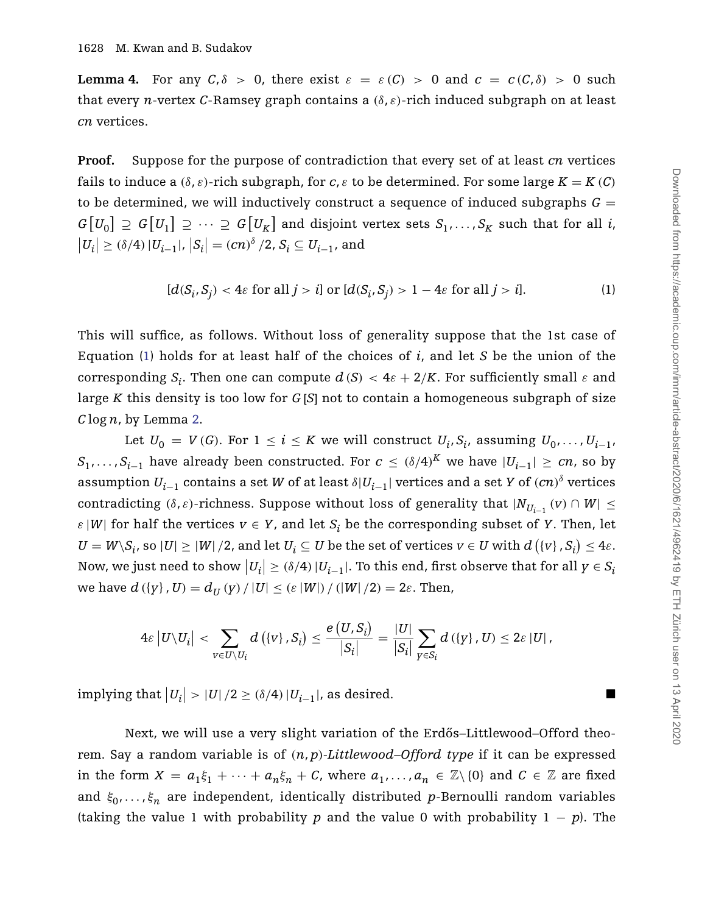**Lemma 4.** For any $C, \delta > 0$, there exist $\varepsilon = \varepsilon(C) > 0$ and $c = c(C, \delta) > 0$ such that every $n$-vertex $C$-Ramsey graph contains a $(\delta, \varepsilon)$-rich induced subgraph on at least $cn$ vertices.

**Proof.** Suppose for the purpose of contradiction that every set of at least $cn$ vertices fails to induce a $(\delta, \varepsilon)$-rich subgraph, for $c, \varepsilon$ to be determined. For some large $K = K(C)$ to be determined, we will inductively construct a sequence of induced subgraphs $G = G[U_0] \supseteq G[U_1] \supseteq \cdots \supseteq G[U_K]$ and disjoint vertex sets $S_1, \ldots, S_K$ such that for all $i$, $|U_i| \geq (\delta/4)|U_{i-1}|$, $|S_i| = (cn)^\delta/2$, $S_i \subseteq U_{i-1}$, and

$$[d(S_i, S_j) < 4\varepsilon \text{ for all } j > i] \text{ or } [d(S_i, S_j) > 1 - 4\varepsilon \text{ for all } j > i]. \tag{1}$$

This will suffice, as follows. Without loss of generality suppose that the 1st case of Equation (1) holds for at least half of the choices of $i$, and let $S$ be the union of the corresponding $S_i$. Then one can compute $d(S) < 4\varepsilon + 2/K$. For sufficiently small $\varepsilon$ and large $K$ this density is too low for $G[S]$ not to contain a homogeneous subgraph of size $C \log n$, by Lemma 2.

Let $U_0 = V(G)$. For $1 \leq i \leq K$ we will construct $U_i, S_i$, assuming $U_0, \ldots, U_{i-1}$, $S_1, \ldots, S_{i-1}$ have already been constructed. For $c \leq (\delta/4)^K$ we have $|U_{i-1}| \geq cn$, so by assumption $U_{i-1}$ contains a set $W$ of at least $\delta|U_{i-1}|$ vertices and a set $Y$ of $(cn)^\delta$ vertices contradicting $(\delta, \varepsilon)$-richness. Suppose without loss of generality that $|N_{U_{i-1}}(v) \cap W| \leq \varepsilon|W|$ for half the vertices $v \in Y$, and let $S_i$ be the corresponding subset of $Y$. Then, let $U = W \setminus S_i$, so $|U| \geq |W|/2$, and let $U_i \subseteq U$ be the set of vertices $v \in U$ with $d(\{v\}, S_i) \leq 4\varepsilon$. Now, we just need to show $|U_i| \geq (\delta/4)|U_{i-1}|$. To this end, first observe that for all $y \in S_i$ we have $d(\{y\}, U) = d_U(y)/|U| \leq (\varepsilon|W|)/(|W|/2) = 2\varepsilon$. Then,

$$4\varepsilon |U \setminus U_i| < \sum_{v \in U \setminus U_i} d(\{v\}, S_i) \leq \frac{e(U, S_i)}{|S_i|} = \frac{|U|}{|S_i|} \sum_{y \in S_i} d(\{y\}, U) \leq 2\varepsilon |U|,$$

implying that $|U_i| > |U|/2 \geq (\delta/4)|U_{i-1}|$, as desired. ■

Next, we will use a very slight variation of the Erdős–Littlewood–Offord theorem. Say a random variable is of $(n, p)$-*Littlewood–Offord type* if it can be expressed in the form $X = a_1\xi_1 + \cdots + a_n\xi_n + C$, where $a_1, \ldots, a_n \in \mathbb{Z} \setminus \{0\}$ and $C \in \mathbb{Z}$ are fixed and $\xi_0, \ldots, \xi_n$ are independent, identically distributed $p$-Bernoulli random variables (taking the value 1 with probability $p$ and the value 0 with probability $1 - p$). The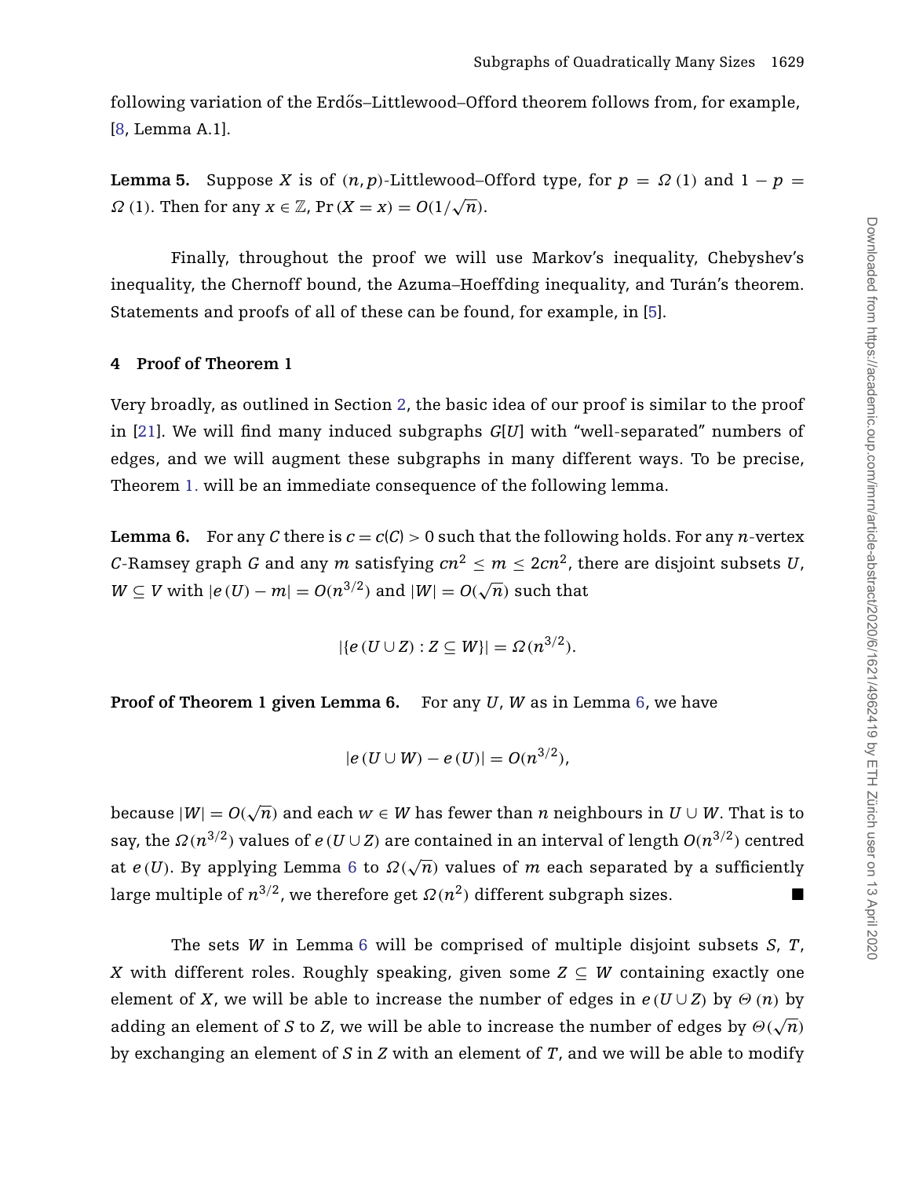following variation of the Erdős–Littlewood–Offord theorem follows from, for example, [8, Lemma A.1].

**Lemma 5.** Suppose $X$ is of $(n, p)$-Littlewood–Offord type, for $p = \Omega(1)$ and $1 - p = \Omega(1)$. Then for any $x \in \mathbb{Z}$, $\Pr(X = x) = O(1/\sqrt{n})$.

Finally, throughout the proof we will use Markov's inequality, Chebyshev's inequality, the Chernoff bound, the Azuma–Hoeffding inequality, and Turán's theorem. Statements and proofs of all of these can be found, for example, in [5].

## 4 Proof of Theorem 1

Very broadly, as outlined in Section 2, the basic idea of our proof is similar to the proof in [21]. We will find many induced subgraphs $G[U]$ with "well-separated" numbers of edges, and we will augment these subgraphs in many different ways. To be precise, Theorem 1. will be an immediate consequence of the following lemma.

**Lemma 6.** For any $C$ there is $c = c(C) > 0$ such that the following holds. For any $n$-vertex $C$-Ramsey graph $G$ and any $m$ satisfying $cn^2 \leq m \leq 2cn^2$, there are disjoint subsets $U$, $W \subseteq V$ with $|e(U) - m| = O(n^{3/2})$ and $|W| = O(\sqrt{n})$ such that

$$|\{e(U \cup Z) : Z \subseteq W\}| = \Omega(n^{3/2}).$$

**Proof of Theorem 1 given Lemma 6.** For any $U$, $W$ as in Lemma 6, we have

$$|e(U \cup W) - e(U)| = O(n^{3/2}),$$

because $|W| = O(\sqrt{n})$ and each $w \in W$ has fewer than $n$ neighbours in $U \cup W$. That is to say, the $\Omega(n^{3/2})$ values of $e(U \cup Z)$ are contained in an interval of length $O(n^{3/2})$ centred at $e(U)$. By applying Lemma 6 to $\Omega(\sqrt{n})$ values of $m$ each separated by a sufficiently large multiple of $n^{3/2}$, we therefore get $\Omega(n^2)$ different subgraph sizes. ■

The sets $W$ in Lemma 6 will be comprised of multiple disjoint subsets $S$, $T$, $X$ with different roles. Roughly speaking, given some $Z \subseteq W$ containing exactly one element of $X$, we will be able to increase the number of edges in $e(U \cup Z)$ by $\Theta(n)$ by adding an element of $S$ to $Z$, we will be able to increase the number of edges by $\Theta(\sqrt{n})$ by exchanging an element of $S$ in $Z$ with an element of $T$, and we will be able to modify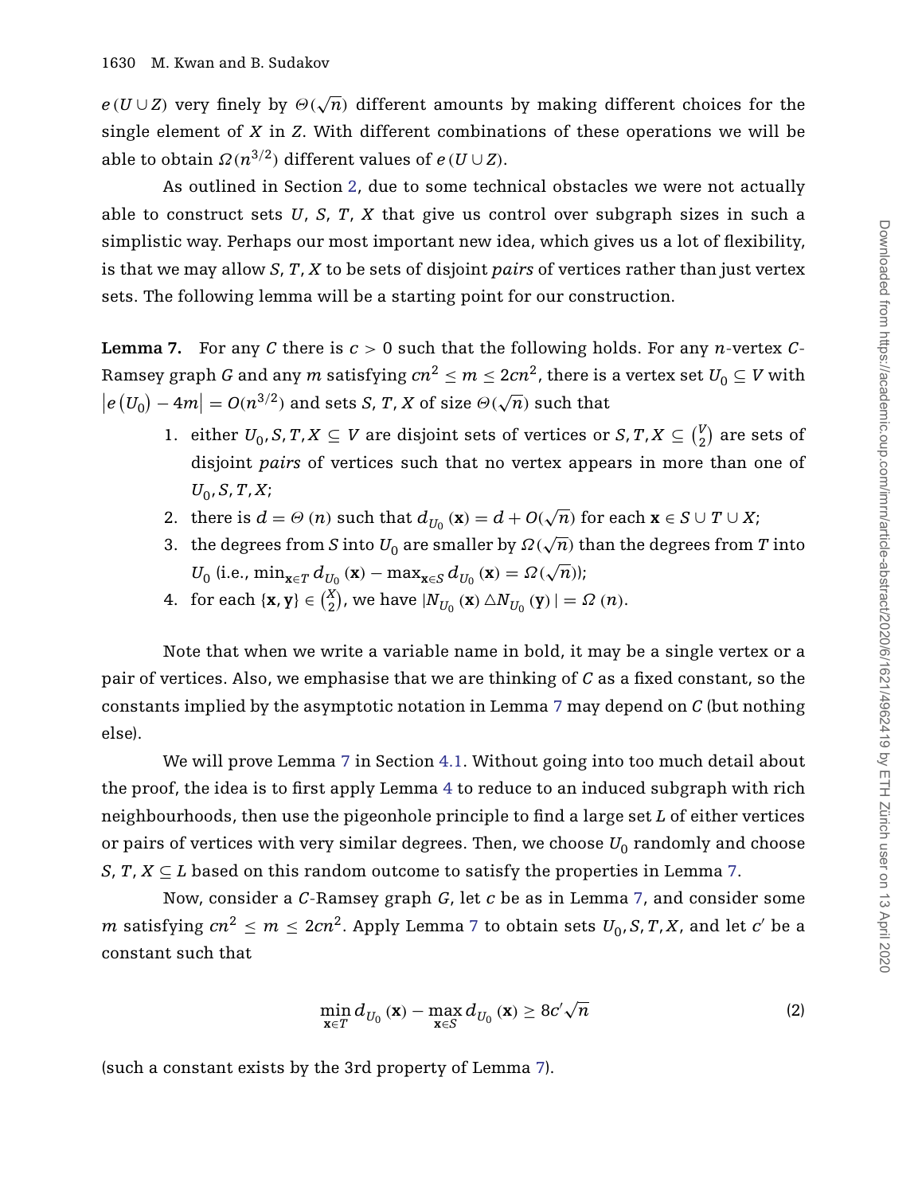$e(U \cup Z)$ very finely by $\Theta(\sqrt{n})$ different amounts by making different choices for the single element of $X$ in $Z$. With different combinations of these operations we will be able to obtain $\Omega(n^{3/2})$ different values of $e(U \cup Z)$.

As outlined in Section 2, due to some technical obstacles we were not actually able to construct sets $U$, $S$, $T$, $X$ that give us control over subgraph sizes in such a simplistic way. Perhaps our most important new idea, which gives us a lot of flexibility, is that we may allow $S$, $T$, $X$ to be sets of disjoint *pairs* of vertices rather than just vertex sets. The following lemma will be a starting point for our construction.

**Lemma 7.** For any $C$ there is $c > 0$ such that the following holds. For any $n$-vertex $C$-Ramsey graph $G$ and any $m$ satisfying $cn^2 \leq m \leq 2cn^2$, there is a vertex set $U_0 \subseteq V$ with $\left|e(U_0) - 4m\right| = O(n^{3/2})$ and sets $S, T, X$ of size $\Theta(\sqrt{n})$ such that

1. either $U_0, S, T, X \subseteq V$ are disjoint sets of vertices or $S, T, X \subseteq \binom{V}{2}$ are sets of disjoint *pairs* of vertices such that no vertex appears in more than one of $U_0, S, T, X$;
2. there is $d = \Theta(n)$ such that $d_{U_0}(\mathbf{x}) = d + O(\sqrt{n})$ for each $\mathbf{x} \in S \cup T \cup X$;
3. the degrees from $S$ into $U_0$ are smaller by $\Omega(\sqrt{n})$ than the degrees from $T$ into $U_0$ (i.e., $\min_{\mathbf{x} \in T} d_{U_0}(\mathbf{x}) - \max_{\mathbf{x} \in S} d_{U_0}(\mathbf{x}) = \Omega(\sqrt{n})$);
4. for each $\{\mathbf{x}, \mathbf{y}\} \in \binom{X}{2}$, we have $|N_{U_0}(\mathbf{x}) \triangle N_{U_0}(\mathbf{y})| = \Omega(n)$.

Note that when we write a variable name in bold, it may be a single vertex or a pair of vertices. Also, we emphasise that we are thinking of $C$ as a fixed constant, so the constants implied by the asymptotic notation in Lemma 7 may depend on $C$ (but nothing else).

We will prove Lemma 7 in Section 4.1. Without going into too much detail about the proof, the idea is to first apply Lemma 4 to reduce to an induced subgraph with rich neighbourhoods, then use the pigeonhole principle to find a large set $L$ of either vertices or pairs of vertices with very similar degrees. Then, we choose $U_0$ randomly and choose $S, T, X \subseteq L$ based on this random outcome to satisfy the properties in Lemma 7.

Now, consider a $C$-Ramsey graph $G$, let $c$ be as in Lemma 7, and consider some $m$ satisfying $cn^2 \leq m \leq 2cn^2$. Apply Lemma 7 to obtain sets $U_0, S, T, X$, and let $c'$ be a constant such that

$$\min_{\mathbf{x} \in T} d_{U_0}(\mathbf{x}) - \max_{\mathbf{x} \in S} d_{U_0}(\mathbf{x}) \geq 8c'\sqrt{n} \tag{2}$$

(such a constant exists by the 3rd property of Lemma 7).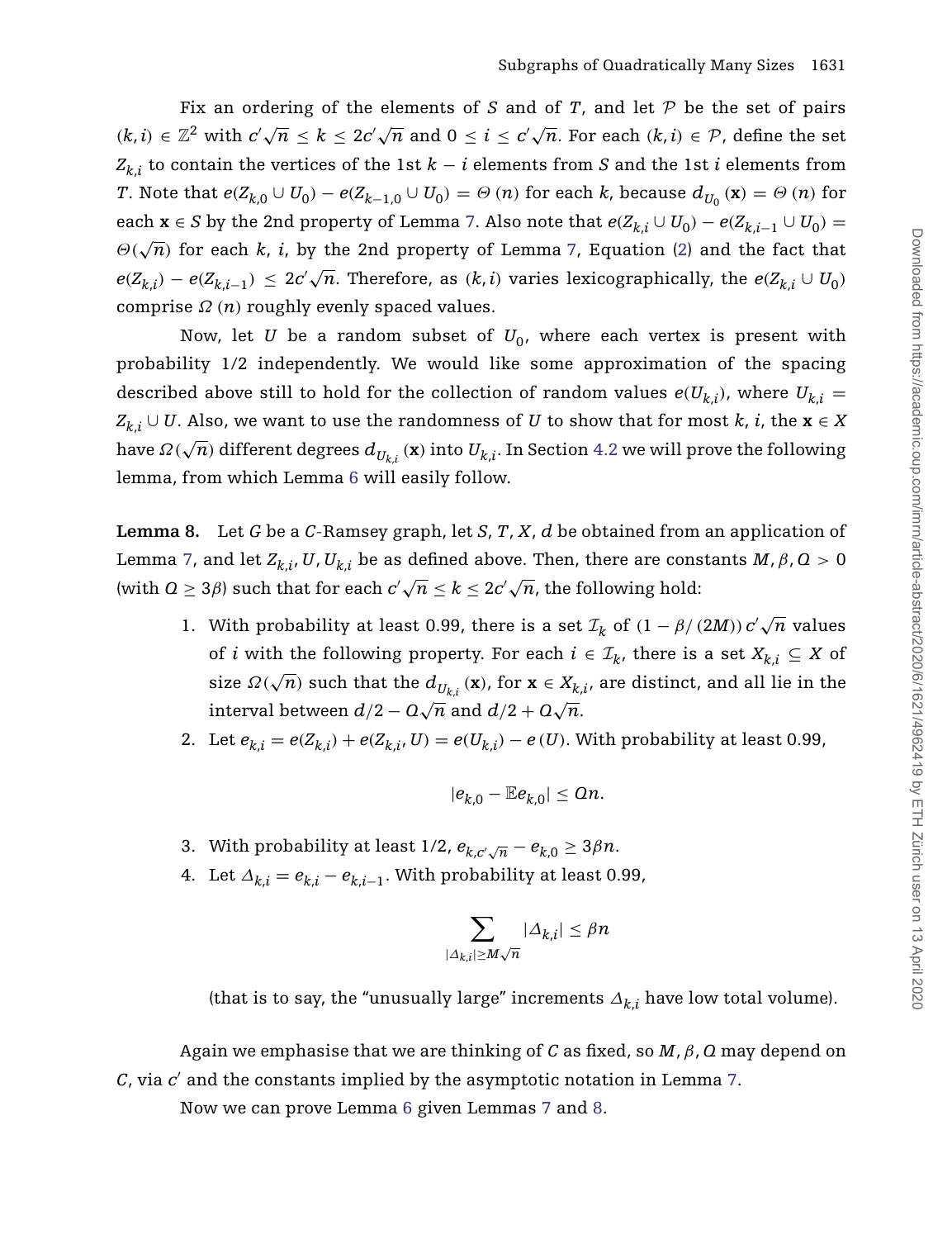Fix an ordering of the elements of $S$ and of $T$, and let $\mathcal{P}$ be the set of pairs $(k,i) \in \mathbb{Z}^2$ with $c'\sqrt{n} \le k \le 2c'\sqrt{n}$ and $0 \le i \le c'\sqrt{n}$. For each $(k,i) \in \mathcal{P}$, define the set $Z_{k,i}$ to contain the vertices of the 1st $k-i$ elements from $S$ and the 1st $i$ elements from $T$. Note that $e(Z_{k,0} \cup U_0) - e(Z_{k-1,0} \cup U_0) = \Theta(n)$ for each $k$, because $d_{U_0}(\mathbf{x}) = \Theta(n)$ for each $\mathbf{x} \in S$ by the 2nd property of Lemma 7. Also note that $e(Z_{k,i} \cup U_0) - e(Z_{k,i-1} \cup U_0) = \Theta(\sqrt{n})$ for each $k$, $i$, by the 2nd property of Lemma 7, Equation (2) and the fact that $e(Z_{k,i}) - e(Z_{k,i-1}) \le 2c'\sqrt{n}$. Therefore, as $(k,i)$ varies lexicographically, the $e(Z_{k,i} \cup U_0)$ comprise $\Omega(n)$ roughly evenly spaced values.

Now, let $U$ be a random subset of $U_0$, where each vertex is present with probability 1/2 independently. We would like some approximation of the spacing described above still to hold for the collection of random values $e(U_{k,i})$, where $U_{k,i} = Z_{k,i} \cup U$. Also, we want to use the randomness of $U$ to show that for most $k$, $i$, the $\mathbf{x} \in X$ have $\Omega(\sqrt{n})$ different degrees $d_{U_{k,i}}(\mathbf{x})$ into $U_{k,i}$. In Section 4.2 we will prove the following lemma, from which Lemma 6 will easily follow.

**Lemma 8.** Let $G$ be a $C$-Ramsey graph, let $S, T, X, d$ be obtained from an application of Lemma 7, and let $Z_{k,i}, U, U_{k,i}$ be as defined above. Then, there are constants $M, \beta, Q > 0$ (with $Q \ge 3\beta$) such that for each $c'\sqrt{n} \le k \le 2c'\sqrt{n}$, the following hold:

1. With probability at least 0.99, there is a set $\mathcal{I}_k$ of $(1 - \beta/(2M))\, c'\sqrt{n}$ values of $i$ with the following property. For each $i \in \mathcal{I}_k$, there is a set $X_{k,i} \subseteq X$ of size $\Omega(\sqrt{n})$ such that the $d_{U_{k,i}}(\mathbf{x})$, for $\mathbf{x} \in X_{k,i}$, are distinct, and all lie in the interval between $d/2 - Q\sqrt{n}$ and $d/2 + Q\sqrt{n}$.
2. Let $e_{k,i} = e(Z_{k,i}) + e(Z_{k,i}, U) = e(U_{k,i}) - e(U)$. With probability at least 0.99,
$$|e_{k,0} - \mathbb{E}e_{k,0}| \le Qn.$$
3. With probability at least 1/2, $e_{k,c'\sqrt{n}} - e_{k,0} \ge 3\beta n$.
4. Let $\Delta_{k,i} = e_{k,i} - e_{k,i-1}$. With probability at least 0.99,
$$\sum_{|\Delta_{k,i}| \ge M\sqrt{n}} |\Delta_{k,i}| \le \beta n$$
(that is to say, the "unusually large" increments $\Delta_{k,i}$ have low total volume).

Again we emphasise that we are thinking of $C$ as fixed, so $M, \beta, Q$ may depend on $C$, via $c'$ and the constants implied by the asymptotic notation in Lemma 7.

Now we can prove Lemma 6 given Lemmas 7 and 8.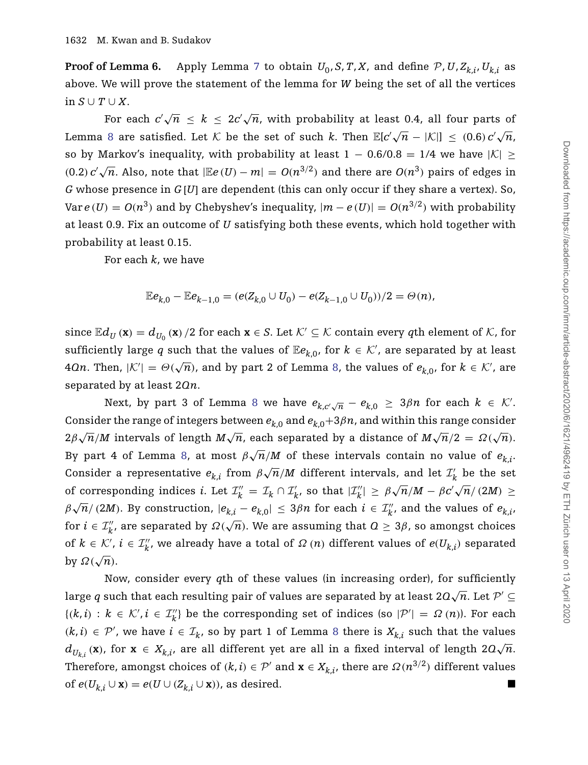**Proof of Lemma 6.** Apply Lemma 7 to obtain $U_0, S, T, X$, and define $\mathcal{P}, U, Z_{k,i}, U_{k,i}$ as above. We will prove the statement of the lemma for $W$ being the set of all the vertices in $S \cup T \cup X$.

For each $c'\sqrt{n} \le k \le 2c'\sqrt{n}$, with probability at least 0.4, all four parts of Lemma 8 are satisfied. Let $\mathcal{K}$ be the set of such $k$. Then $\mathbb{E}[c'\sqrt{n} - |\mathcal{K}|] \le (0.6)\,c'\sqrt{n}$, so by Markov's inequality, with probability at least $1 - 0.6/0.8 = 1/4$ we have $|\mathcal{K}| \ge (0.2)\,c'\sqrt{n}$. Also, note that $|\mathbb{E}e(U) - m| = O(n^{3/2})$ and there are $O(n^3)$ pairs of edges in $G$ whose presence in $G[U]$ are dependent (this can only occur if they share a vertex). So, $\operatorname{Var} e(U) = O(n^3)$ and by Chebyshev's inequality, $|m - e(U)| = O(n^{3/2})$ with probability at least 0.9. Fix an outcome of $U$ satisfying both these events, which hold together with probability at least 0.15.

For each $k$, we have

$$\mathbb{E}e_{k,0} - \mathbb{E}e_{k-1,0} = (e(Z_{k,0} \cup U_0) - e(Z_{k-1,0} \cup U_0))/2 = \Theta(n),$$

since $\mathbb{E}d_U(\mathbf{x}) = d_{U_0}(\mathbf{x})/2$ for each $\mathbf{x} \in S$. Let $\mathcal{K}' \subseteq \mathcal{K}$ contain every $q$th element of $\mathcal{K}$, for sufficiently large $q$ such that the values of $\mathbb{E}e_{k,0}$, for $k \in \mathcal{K}'$, are separated by at least $4Qn$. Then, $|\mathcal{K}'| = \Theta(\sqrt{n})$, and by part 2 of Lemma 8, the values of $e_{k,0}$, for $k \in \mathcal{K}'$, are separated by at least $2Qn$.

Next, by part 3 of Lemma 8 we have $e_{k,c'\sqrt{n}} - e_{k,0} \ge 3\beta n$ for each $k \in \mathcal{K}'$. Consider the range of integers between $e_{k,0}$ and $e_{k,0}+3\beta n$, and within this range consider $2\beta\sqrt{n}/M$ intervals of length $M\sqrt{n}$, each separated by a distance of $M\sqrt{n}/2 = \Omega(\sqrt{n})$. By part 4 of Lemma 8, at most $\beta\sqrt{n}/M$ of these intervals contain no value of $e_{k,i}$. Consider a representative $e_{k,i}$ from $\beta\sqrt{n}/M$ different intervals, and let $\mathcal{I}_k'$ be the set of corresponding indices $i$. Let $\mathcal{I}_k'' = \mathcal{I}_k \cap \mathcal{I}_k'$, so that $|\mathcal{I}_k''| \ge \beta\sqrt{n}/M - \beta c'\sqrt{n}/(2M) \ge \beta\sqrt{n}/(2M)$. By construction, $|e_{k,i} - e_{k,0}| \le 3\beta n$ for each $i \in \mathcal{I}_k''$, and the values of $e_{k,i}$, for $i \in \mathcal{I}_k''$, are separated by $\Omega(\sqrt{n})$. We are assuming that $Q \ge 3\beta$, so amongst choices of $k \in \mathcal{K}'$, $i \in \mathcal{I}_k''$, we already have a total of $\Omega(n)$ different values of $e(U_{k,i})$ separated by $\Omega(\sqrt{n})$.

Now, consider every $q$th of these values (in increasing order), for sufficiently large $q$ such that each resulting pair of values are separated by at least $2Q\sqrt{n}$. Let $\mathcal{P}' \subseteq \{(k,i) : k \in \mathcal{K}', i \in \mathcal{I}_k''\}$ be the corresponding set of indices (so $|\mathcal{P}'| = \Omega(n)$). For each $(k,i) \in \mathcal{P}'$, we have $i \in \mathcal{I}_k$, so by part 1 of Lemma 8 there is $X_{k,i}$ such that the values $d_{U_{k,i}}(\mathbf{x})$, for $\mathbf{x} \in X_{k,i}$, are all different yet are all in a fixed interval of length $2Q\sqrt{n}$. Therefore, amongst choices of $(k,i) \in \mathcal{P}'$ and $\mathbf{x} \in X_{k,i}$, there are $\Omega(n^{3/2})$ different values of $e(U_{k,i} \cup \mathbf{x}) = e(U \cup (Z_{k,i} \cup \mathbf{x}))$, as desired. ∎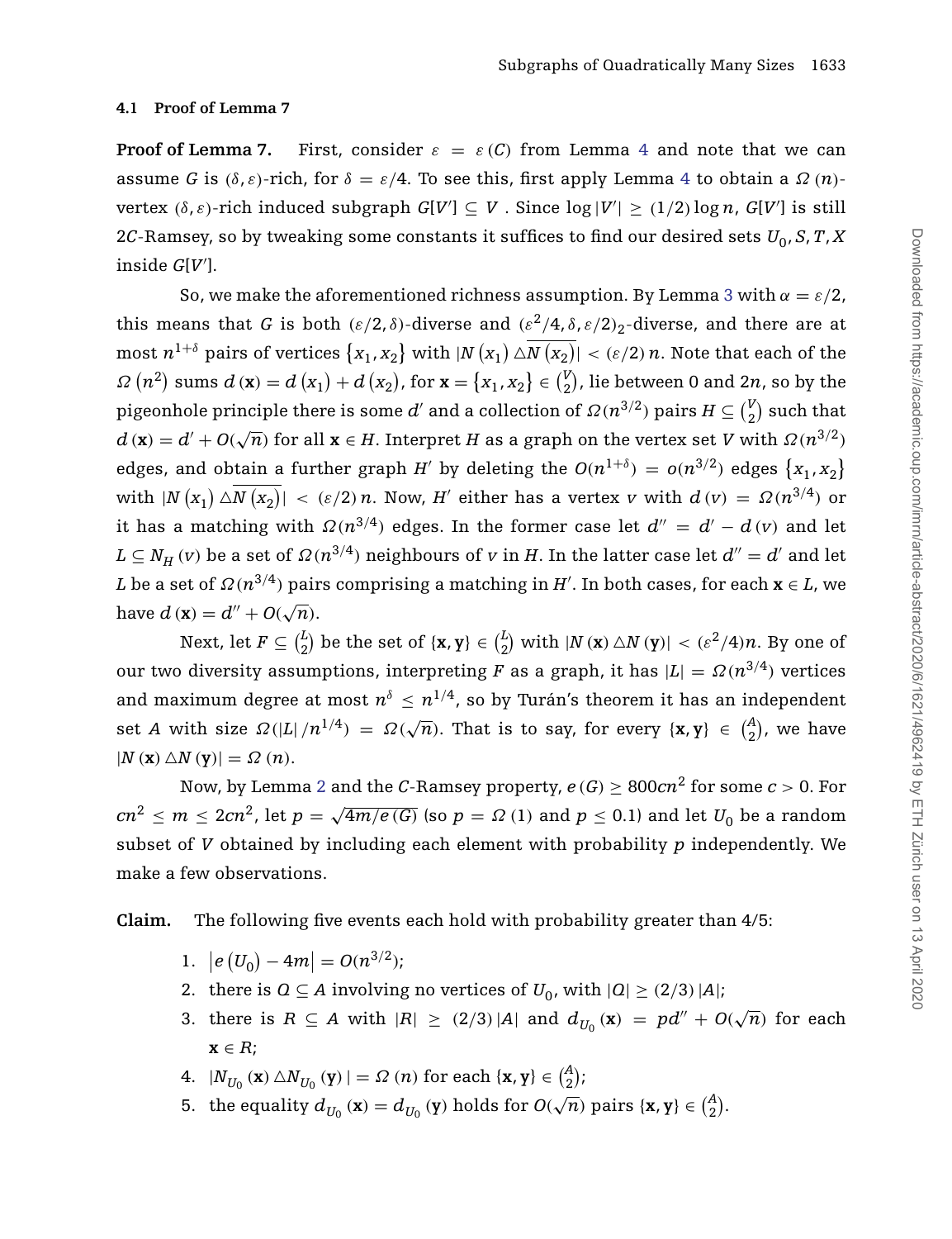### 4.1 Proof of Lemma 7

**Proof of Lemma 7.** First, consider $\varepsilon = \varepsilon(C)$ from Lemma 4 and note that we can assume $G$ is $(\delta, \varepsilon)$-rich, for $\delta = \varepsilon/4$. To see this, first apply Lemma 4 to obtain a $\Omega(n)$-vertex $(\delta, \varepsilon)$-rich induced subgraph $G[V'] \subseteq V$. Since $\log |V'| \geq (1/2)\log n$, $G[V']$ is still $2C$-Ramsey, so by tweaking some constants it suffices to find our desired sets $U_0, S, T, X$ inside $G[V']$.

So, we make the aforementioned richness assumption. By Lemma 3 with $\alpha = \varepsilon/2$, this means that $G$ is both $(\varepsilon/2, \delta)$-diverse and $(\varepsilon^2/4, \delta, \varepsilon/2)_2$-diverse, and there are at most $n^{1+\delta}$ pairs of vertices $\{x_1, x_2\}$ with $|N(x_1) \triangle \overline{N(x_2)}| < (\varepsilon/2)n$. Note that each of the $\Omega(n^2)$ sums $d(\mathbf{x}) = d(x_1) + d(x_2)$, for $\mathbf{x} = \{x_1, x_2\} \in \binom{V}{2}$, lie between 0 and $2n$, so by the pigeonhole principle there is some $d'$ and a collection of $\Omega(n^{3/2})$ pairs $H \subseteq \binom{V}{2}$ such that $d(\mathbf{x}) = d' + O(\sqrt{n})$ for all $\mathbf{x} \in H$. Interpret $H$ as a graph on the vertex set $V$ with $\Omega(n^{3/2})$ edges, and obtain a further graph $H'$ by deleting the $O(n^{1+\delta}) = o(n^{3/2})$ edges $\{x_1, x_2\}$ with $|N(x_1) \triangle \overline{N(x_2)}| < (\varepsilon/2)n$. Now, $H'$ either has a vertex $v$ with $d(v) = \Omega(n^{3/4})$ or it has a matching with $\Omega(n^{3/4})$ edges. In the former case let $d'' = d' - d(v)$ and let $L \subseteq N_H(v)$ be a set of $\Omega(n^{3/4})$ neighbours of $v$ in $H$. In the latter case let $d'' = d'$ and let $L$ be a set of $\Omega(n^{3/4})$ pairs comprising a matching in $H'$. In both cases, for each $\mathbf{x} \in L$, we have $d(\mathbf{x}) = d'' + O(\sqrt{n})$.

Next, let $F \subseteq \binom{L}{2}$ be the set of $\{\mathbf{x}, \mathbf{y}\} \in \binom{L}{2}$ with $|N(\mathbf{x}) \triangle N(\mathbf{y})| < (\varepsilon^2/4)n$. By one of our two diversity assumptions, interpreting $F$ as a graph, it has $|L| = \Omega(n^{3/4})$ vertices and maximum degree at most $n^{\delta} \leq n^{1/4}$, so by Turán's theorem it has an independent set $A$ with size $\Omega(|L|/n^{1/4}) = \Omega(\sqrt{n})$. That is to say, for every $\{\mathbf{x}, \mathbf{y}\} \in \binom{A}{2}$, we have $|N(\mathbf{x}) \triangle N(\mathbf{y})| = \Omega(n)$.

Now, by Lemma 2 and the $C$-Ramsey property, $e(G) \geq 800cn^2$ for some $c > 0$. For $cn^2 \leq m \leq 2cn^2$, let $p = \sqrt{4m/e(G)}$ (so $p = \Omega(1)$ and $p \leq 0.1$) and let $U_0$ be a random subset of $V$ obtained by including each element with probability $p$ independently. We make a few observations.

**Claim.** The following five events each hold with probability greater than 4/5:

1. $|e(U_0) - 4m| = O(n^{3/2})$;
2. there is $Q \subseteq A$ involving no vertices of $U_0$, with $|Q| \geq (2/3)|A|$;
3. there is $R \subseteq A$ with $|R| \geq (2/3)|A|$ and $d_{U_0}(\mathbf{x}) = pd'' + O(\sqrt{n})$ for each $\mathbf{x} \in R$;
4. $|N_{U_0}(\mathbf{x}) \triangle N_{U_0}(\mathbf{y})| = \Omega(n)$ for each $\{\mathbf{x}, \mathbf{y}\} \in \binom{A}{2}$;
5. the equality $d_{U_0}(\mathbf{x}) = d_{U_0}(\mathbf{y})$ holds for $O(\sqrt{n})$ pairs $\{\mathbf{x}, \mathbf{y}\} \in \binom{A}{2}$.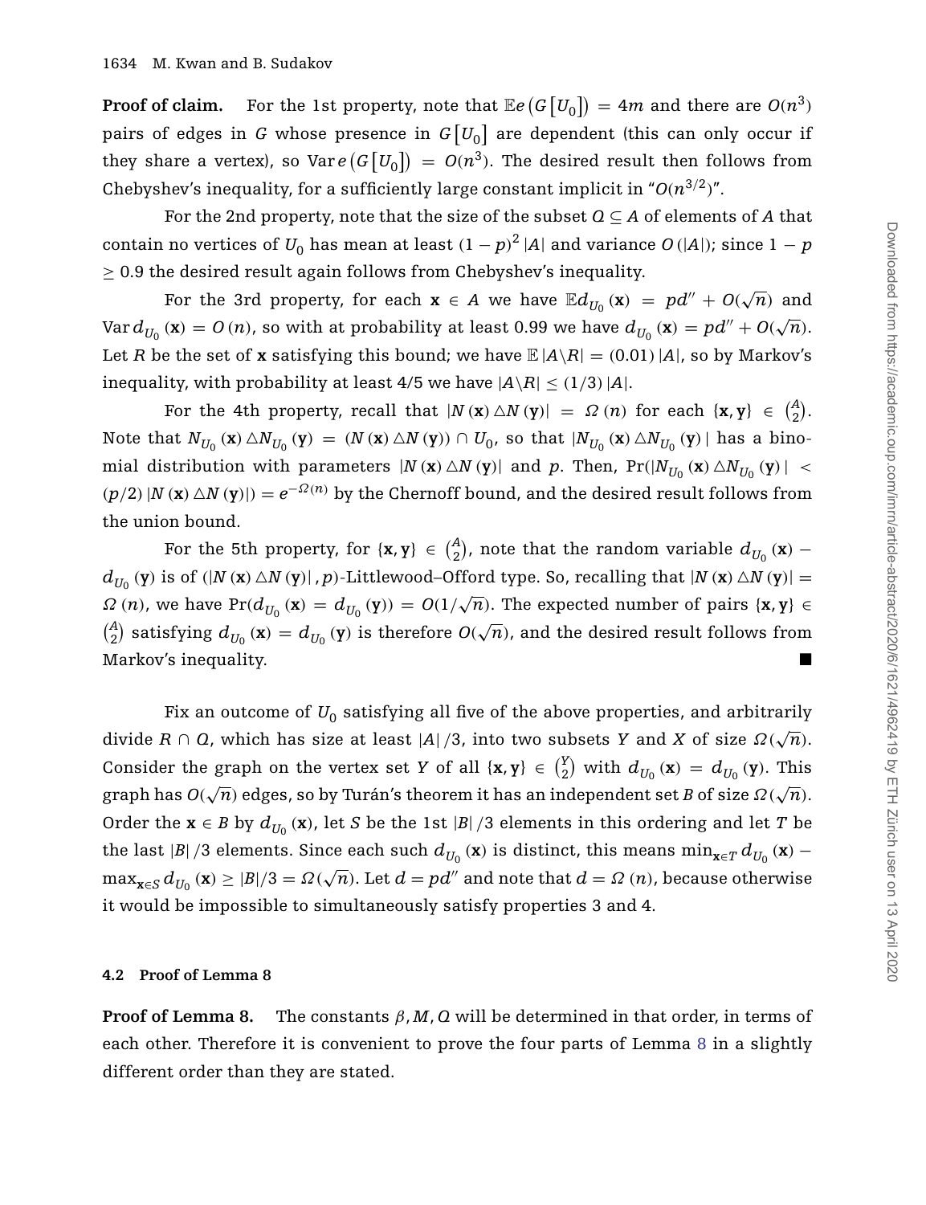**Proof of claim.** For the 1st property, note that $\mathbb{E}e(G[U_0]) = 4m$ and there are $O(n^3)$ pairs of edges in $G$ whose presence in $G[U_0]$ are dependent (this can only occur if they share a vertex), so $\operatorname{Var} e(G[U_0]) = O(n^3)$. The desired result then follows from Chebyshev's inequality, for a sufficiently large constant implicit in "$O(n^{3/2})$".

For the 2nd property, note that the size of the subset $Q \subseteq A$ of elements of $A$ that contain no vertices of $U_0$ has mean at least $(1-p)^2 |A|$ and variance $O(|A|)$; since $1-p \geq 0.9$ the desired result again follows from Chebyshev's inequality.

For the 3rd property, for each $\mathbf{x} \in A$ we have $\mathbb{E}d_{U_0}(\mathbf{x}) = pd'' + O(\sqrt{n})$ and $\operatorname{Var} d_{U_0}(\mathbf{x}) = O(n)$, so with at probability at least 0.99 we have $d_{U_0}(\mathbf{x}) = pd'' + O(\sqrt{n})$. Let $R$ be the set of $\mathbf{x}$ satisfying this bound; we have $\mathbb{E}|A \backslash R| = (0.01)|A|$, so by Markov's inequality, with probability at least 4/5 we have $|A \backslash R| \leq (1/3)|A|$.

For the 4th property, recall that $|N(\mathbf{x}) \triangle N(\mathbf{y})| = \Omega(n)$ for each $\{\mathbf{x}, \mathbf{y}\} \in \binom{A}{2}$. Note that $N_{U_0}(\mathbf{x}) \triangle N_{U_0}(\mathbf{y}) = (N(\mathbf{x}) \triangle N(\mathbf{y})) \cap U_0$, so that $|N_{U_0}(\mathbf{x}) \triangle N_{U_0}(\mathbf{y})|$ has a binomial distribution with parameters $|N(\mathbf{x}) \triangle N(\mathbf{y})|$ and $p$. Then, $\Pr(|N_{U_0}(\mathbf{x}) \triangle N_{U_0}(\mathbf{y})| < (p/2)|N(\mathbf{x}) \triangle N(\mathbf{y})|) = e^{-\Omega(n)}$ by the Chernoff bound, and the desired result follows from the union bound.

For the 5th property, for $\{\mathbf{x}, \mathbf{y}\} \in \binom{A}{2}$, note that the random variable $d_{U_0}(\mathbf{x}) - d_{U_0}(\mathbf{y})$ is of $(|N(\mathbf{x}) \triangle N(\mathbf{y})|, p)$-Littlewood–Offord type. So, recalling that $|N(\mathbf{x}) \triangle N(\mathbf{y})| = \Omega(n)$, we have $\Pr(d_{U_0}(\mathbf{x}) = d_{U_0}(\mathbf{y})) = O(1/\sqrt{n})$. The expected number of pairs $\{\mathbf{x}, \mathbf{y}\} \in \binom{A}{2}$ satisfying $d_{U_0}(\mathbf{x}) = d_{U_0}(\mathbf{y})$ is therefore $O(\sqrt{n})$, and the desired result follows from Markov's inequality. ■

Fix an outcome of $U_0$ satisfying all five of the above properties, and arbitrarily divide $R \cap Q$, which has size at least $|A|/3$, into two subsets $Y$ and $X$ of size $\Omega(\sqrt{n})$. Consider the graph on the vertex set $Y$ of all $\{\mathbf{x}, \mathbf{y}\} \in \binom{Y}{2}$ with $d_{U_0}(\mathbf{x}) = d_{U_0}(\mathbf{y})$. This graph has $O(\sqrt{n})$ edges, so by Turán's theorem it has an independent set $B$ of size $\Omega(\sqrt{n})$. Order the $\mathbf{x} \in B$ by $d_{U_0}(\mathbf{x})$, let $S$ be the 1st $|B|/3$ elements in this ordering and let $T$ be the last $|B|/3$ elements. Since each such $d_{U_0}(\mathbf{x})$ is distinct, this means $\min_{\mathbf{x} \in T} d_{U_0}(\mathbf{x}) - \max_{\mathbf{x} \in S} d_{U_0}(\mathbf{x}) \geq |B|/3 = \Omega(\sqrt{n})$. Let $d = pd''$ and note that $d = \Omega(n)$, because otherwise it would be impossible to simultaneously satisfy properties 3 and 4.

### 4.2 Proof of Lemma 8

**Proof of Lemma 8.** The constants $\beta, M, Q$ will be determined in that order, in terms of each other. Therefore it is convenient to prove the four parts of Lemma 8 in a slightly different order than they are stated.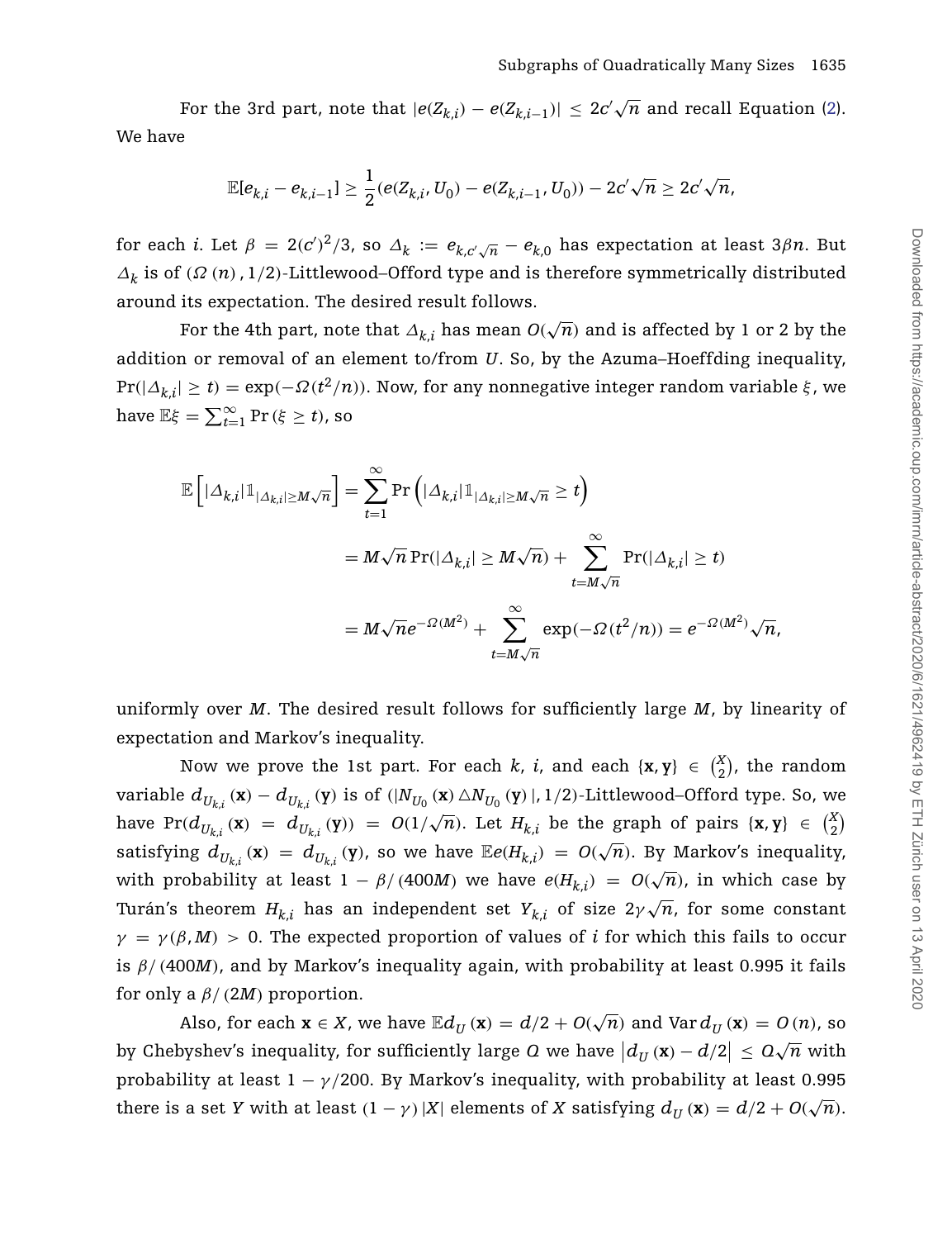For the 3rd part, note that $|e(Z_{k,i}) - e(Z_{k,i-1})| \le 2c'\sqrt{n}$ and recall Equation (2). We have

$$\mathbb{E}[e_{k,i} - e_{k,i-1}] \ge \frac{1}{2}(e(Z_{k,i}, U_0) - e(Z_{k,i-1}, U_0)) - 2c'\sqrt{n} \ge 2c'\sqrt{n},$$

for each $i$. Let $\beta = 2(c')^2/3$, so $\Delta_k := e_{k,c'\sqrt{n}} - e_{k,0}$ has expectation at least $3\beta n$. But $\Delta_k$ is of $(\Omega(n), 1/2)$-Littlewood–Offord type and is therefore symmetrically distributed around its expectation. The desired result follows.

For the 4th part, note that $\Delta_{k,i}$ has mean $O(\sqrt{n})$ and is affected by 1 or 2 by the addition or removal of an element to/from $U$. So, by the Azuma–Hoeffding inequality, $\Pr(|\Delta_{k,i}| \ge t) = \exp(-\Omega(t^2/n))$. Now, for any nonnegative integer random variable $\xi$, we have $\mathbb{E}\xi = \sum_{t=1}^{\infty} \Pr(\xi \ge t)$, so

$$\begin{aligned}
\mathbb{E}\left[|\Delta_{k,i}|\mathbb{1}_{|\Delta_{k,i}| \ge M\sqrt{n}}\right] &= \sum_{t=1}^{\infty} \Pr\left(|\Delta_{k,i}|\mathbb{1}_{|\Delta_{k,i}| \ge M\sqrt{n}} \ge t\right) \\
&= M\sqrt{n}\Pr(|\Delta_{k,i}| \ge M\sqrt{n}) + \sum_{t=M\sqrt{n}}^{\infty} \Pr(|\Delta_{k,i}| \ge t) \\
&= M\sqrt{n}e^{-\Omega(M^2)} + \sum_{t=M\sqrt{n}}^{\infty} \exp(-\Omega(t^2/n)) = e^{-\Omega(M^2)}\sqrt{n},
\end{aligned}$$

uniformly over $M$. The desired result follows for sufficiently large $M$, by linearity of expectation and Markov's inequality.

Now we prove the 1st part. For each $k$, $i$, and each $\{\mathbf{x}, \mathbf{y}\} \in \binom{X}{2}$, the random variable $d_{U_{k,i}}(\mathbf{x}) - d_{U_{k,i}}(\mathbf{y})$ is of $(|N_{U_0}(\mathbf{x}) \triangle N_{U_0}(\mathbf{y})|, 1/2)$-Littlewood–Offord type. So, we have $\Pr(d_{U_{k,i}}(\mathbf{x}) = d_{U_{k,i}}(\mathbf{y})) = O(1/\sqrt{n})$. Let $H_{k,i}$ be the graph of pairs $\{\mathbf{x}, \mathbf{y}\} \in \binom{X}{2}$ satisfying $d_{U_{k,i}}(\mathbf{x}) = d_{U_{k,i}}(\mathbf{y})$, so we have $\mathbb{E}e(H_{k,i}) = O(\sqrt{n})$. By Markov's inequality, with probability at least $1 - \beta/(400M)$ we have $e(H_{k,i}) = O(\sqrt{n})$, in which case by Turán's theorem $H_{k,i}$ has an independent set $Y_{k,i}$ of size $2\gamma\sqrt{n}$, for some constant $\gamma = \gamma(\beta, M) > 0$. The expected proportion of values of $i$ for which this fails to occur is $\beta/(400M)$, and by Markov's inequality again, with probability at least 0.995 it fails for only a $\beta/(2M)$ proportion.

Also, for each $\mathbf{x} \in X$, we have $\mathbb{E}d_U(\mathbf{x}) = d/2 + O(\sqrt{n})$ and $\operatorname{Var} d_U(\mathbf{x}) = O(n)$, so by Chebyshev's inequality, for sufficiently large $Q$ we have $|d_U(\mathbf{x}) - d/2| \le Q\sqrt{n}$ with probability at least $1 - \gamma/200$. By Markov's inequality, with probability at least 0.995 there is a set $Y$ with at least $(1-\gamma)|X|$ elements of $X$ satisfying $d_U(\mathbf{x}) = d/2 + O(\sqrt{n})$.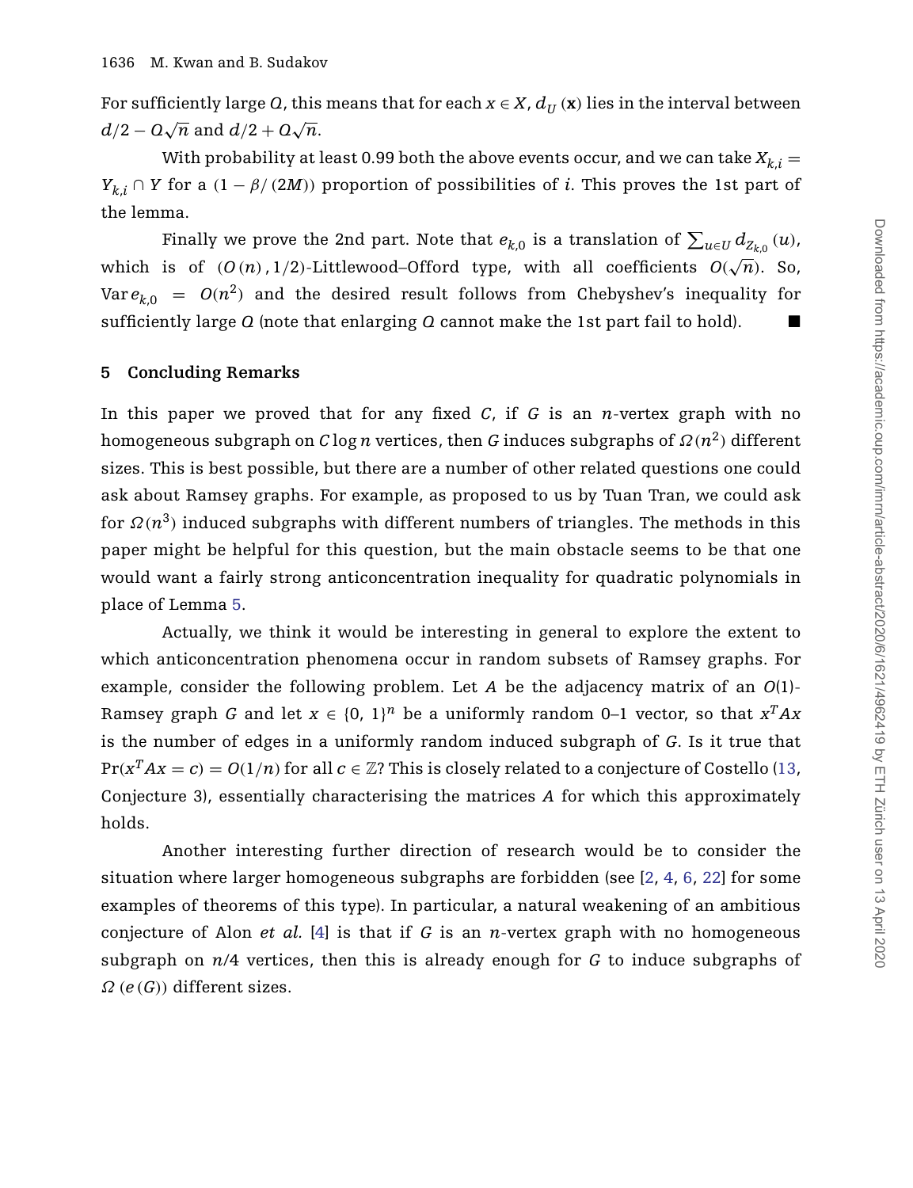For sufficiently large $Q$, this means that for each $x \in X$, $d_U(\mathbf{x})$ lies in the interval between $d/2 - Q\sqrt{n}$ and $d/2 + Q\sqrt{n}$.

With probability at least 0.99 both the above events occur, and we can take $X_{k,i} = Y_{k,i} \cap Y$ for a $(1 - \beta/(2M))$ proportion of possibilities of $i$. This proves the 1st part of the lemma.

Finally we prove the 2nd part. Note that $e_{k,0}$ is a translation of $\sum_{u \in U} d_{Z_{k,0}}(u)$, which is of $(O(n), 1/2)$-Littlewood–Offord type, with all coefficients $O(\sqrt{n})$. So, $\operatorname{Var} e_{k,0} = O(n^2)$ and the desired result follows from Chebyshev's inequality for sufficiently large $Q$ (note that enlarging $Q$ cannot make the 1st part fail to hold). ∎

## 5 Concluding Remarks

In this paper we proved that for any fixed $C$, if $G$ is an $n$-vertex graph with no homogeneous subgraph on $C \log n$ vertices, then $G$ induces subgraphs of $\Omega(n^2)$ different sizes. This is best possible, but there are a number of other related questions one could ask about Ramsey graphs. For example, as proposed to us by Tuan Tran, we could ask for $\Omega(n^3)$ induced subgraphs with different numbers of triangles. The methods in this paper might be helpful for this question, but the main obstacle seems to be that one would want a fairly strong anticoncentration inequality for quadratic polynomials in place of Lemma 5.

Actually, we think it would be interesting in general to explore the extent to which anticoncentration phenomena occur in random subsets of Ramsey graphs. For example, consider the following problem. Let $A$ be the adjacency matrix of an $O(1)$-Ramsey graph $G$ and let $x \in \{0, 1\}^n$ be a uniformly random 0–1 vector, so that $x^T A x$ is the number of edges in a uniformly random induced subgraph of $G$. Is it true that $\Pr(x^T A x = c) = O(1/n)$ for all $c \in \mathbb{Z}$? This is closely related to a conjecture of Costello (13, Conjecture 3), essentially characterising the matrices $A$ for which this approximately holds.

Another interesting further direction of research would be to consider the situation where larger homogeneous subgraphs are forbidden (see [2, 4, 6, 22] for some examples of theorems of this type). In particular, a natural weakening of an ambitious conjecture of Alon *et al.* [4] is that if $G$ is an $n$-vertex graph with no homogeneous subgraph on $n/4$ vertices, then this is already enough for $G$ to induce subgraphs of $\Omega(e(G))$ different sizes.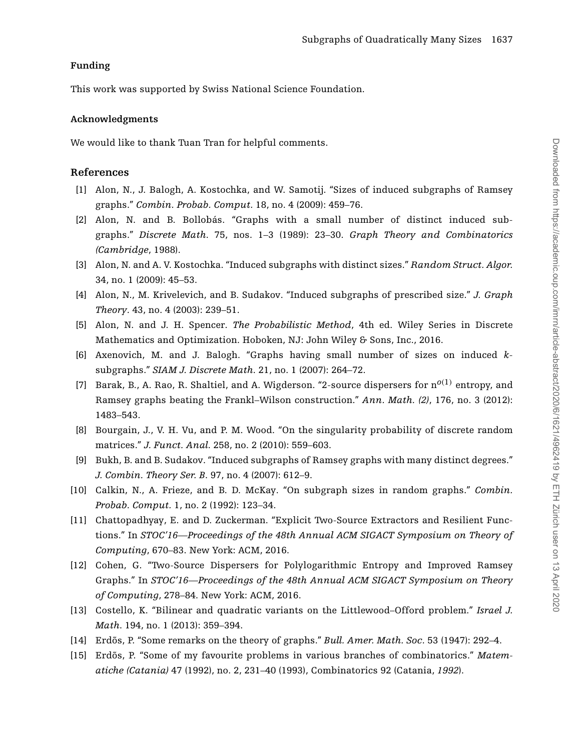## Funding

This work was supported by Swiss National Science Foundation.

## Acknowledgments

We would like to thank Tuan Tran for helpful comments.

## References

[1] Alon, N., J. Balogh, A. Kostochka, and W. Samotij. "Sizes of induced subgraphs of Ramsey graphs." *Combin. Probab. Comput.* 18, no. 4 (2009): 459–76.

[2] Alon, N. and B. Bollobás. "Graphs with a small number of distinct induced subgraphs." *Discrete Math.* 75, nos. 1–3 (1989): 23–30. *Graph Theory and Combinatorics (Cambridge*, 1988).

[3] Alon, N. and A. V. Kostochka. "Induced subgraphs with distinct sizes." *Random Struct. Algor.* 34, no. 1 (2009): 45–53.

[4] Alon, N., M. Krivelevich, and B. Sudakov. "Induced subgraphs of prescribed size." *J. Graph Theory.* 43, no. 4 (2003): 239–51.

[5] Alon, N. and J. H. Spencer. *The Probabilistic Method*, 4th ed. Wiley Series in Discrete Mathematics and Optimization. Hoboken, NJ: John Wiley & Sons, Inc., 2016.

[6] Axenovich, M. and J. Balogh. "Graphs having small number of sizes on induced $k$-subgraphs." *SIAM J. Discrete Math.* 21, no. 1 (2007): 264–72.

[7] Barak, B., A. Rao, R. Shaltiel, and A. Wigderson. "2-source dispersers for $n^{o(1)}$ entropy, and Ramsey graphs beating the Frankl–Wilson construction." *Ann. Math. (2)*, 176, no. 3 (2012): 1483–543.

[8] Bourgain, J., V. H. Vu, and P. M. Wood. "On the singularity probability of discrete random matrices." *J. Funct. Anal.* 258, no. 2 (2010): 559–603.

[9] Bukh, B. and B. Sudakov. "Induced subgraphs of Ramsey graphs with many distinct degrees." *J. Combin. Theory Ser. B*. 97, no. 4 (2007): 612–9.

[10] Calkin, N., A. Frieze, and B. D. McKay. "On subgraph sizes in random graphs." *Combin. Probab. Comput.* 1, no. 2 (1992): 123–34.

[11] Chattopadhyay, E. and D. Zuckerman. "Explicit Two-Source Extractors and Resilient Functions." In *STOC'16—Proceedings of the 48th Annual ACM SIGACT Symposium on Theory of Computing*, 670–83. New York: ACM, 2016.

[12] Cohen, G. "Two-Source Dispersers for Polylogarithmic Entropy and Improved Ramsey Graphs." In *STOC'16—Proceedings of the 48th Annual ACM SIGACT Symposium on Theory of Computing*, 278–84. New York: ACM, 2016.

[13] Costello, K. "Bilinear and quadratic variants on the Littlewood–Offord problem." *Israel J. Math.* 194, no. 1 (2013): 359–394.

[14] Erdős, P. "Some remarks on the theory of graphs." *Bull. Amer. Math. Soc.* 53 (1947): 292–4.

[15] Erdős, P. "Some of my favourite problems in various branches of combinatorics." *Matematiche (Catania)* 47 (1992), no. 2, 231–40 (1993), Combinatorics 92 (Catania, *1992*).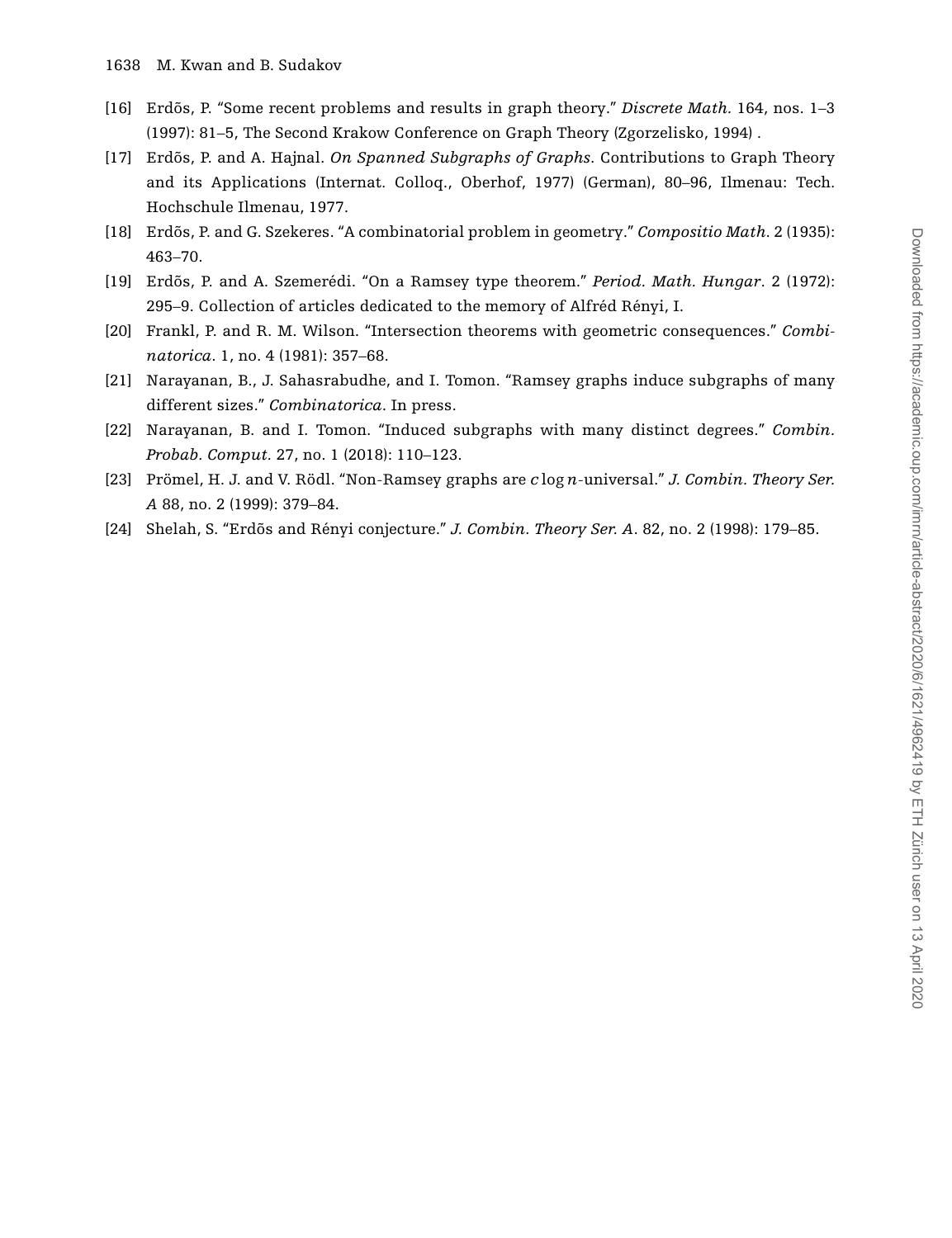[16] Erdős, P. “Some recent problems and results in graph theory.” *Discrete Math.* 164, nos. 1–3 (1997): 81–5, The Second Krakow Conference on Graph Theory (Zgorzelisko, 1994) .

[17] Erdős, P. and A. Hajnal. *On Spanned Subgraphs of Graphs*. Contributions to Graph Theory and its Applications (Internat. Colloq., Oberhof, 1977) (German), 80–96, Ilmenau: Tech. Hochschule Ilmenau, 1977.

[18] Erdős, P. and G. Szekeres. “A combinatorial problem in geometry.” *Compositio Math.* 2 (1935): 463–70.

[19] Erdős, P. and A. Szemerédi. “On a Ramsey type theorem.” *Period. Math. Hungar*. 2 (1972): 295–9. Collection of articles dedicated to the memory of Alfréd Rényi, I.

[20] Frankl, P. and R. M. Wilson. “Intersection theorems with geometric consequences.” *Combinatorica*. 1, no. 4 (1981): 357–68.

[21] Narayanan, B., J. Sahasrabudhe, and I. Tomon. “Ramsey graphs induce subgraphs of many different sizes.” *Combinatorica*. In press.

[22] Narayanan, B. and I. Tomon. “Induced subgraphs with many distinct degrees.” *Combin. Probab. Comput.* 27, no. 1 (2018): 110–123.

[23] Prömel, H. J. and V. Rödl. “Non-Ramsey graphs are $c \log n$-universal.” *J. Combin. Theory Ser. A* 88, no. 2 (1999): 379–84.

[24] Shelah, S. “Erdős and Rényi conjecture.” *J. Combin. Theory Ser. A*. 82, no. 2 (1998): 179–85.